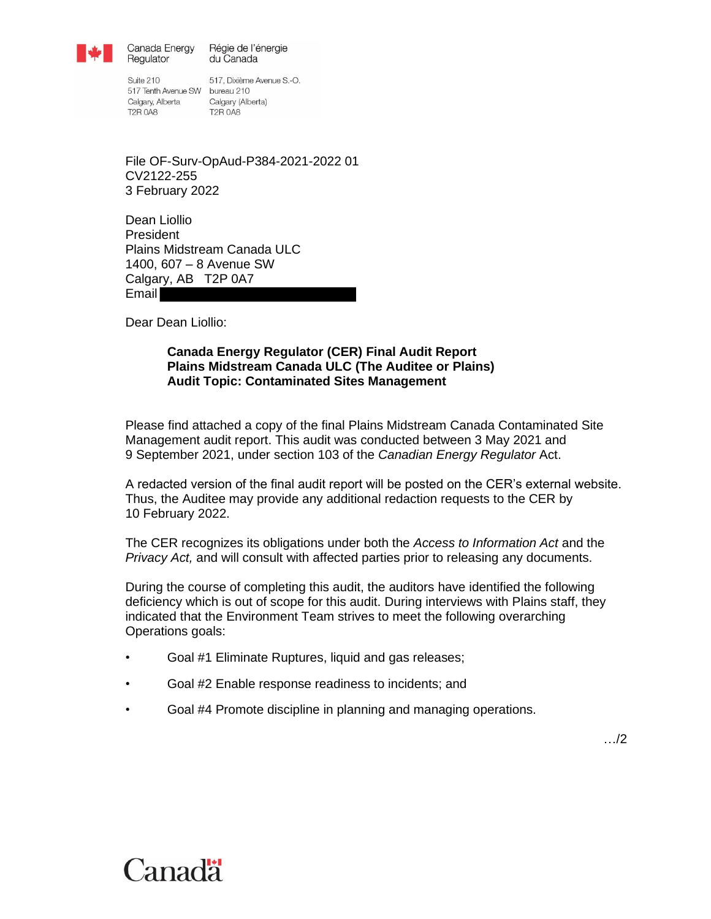Canada Energy Regulator

Régie de l'énergie du Canada

Suite 210
517 Tenth Avenue SW
Calgary, Alberta
T2R 0A8

517, Dixième Avenue S.-O.
bureau 210
Calgary (Alberta)
T2R 0A8

File OF-Surv-OpAud-P384-2021-2022 01
CV2122-255
3 February 2022

Dean Liollio
President
Plains Midstream Canada ULC
1400, 607 – 8 Avenue SW
Calgary, AB T2P 0A7
Email

Dear Dean Liollio:

**Canada Energy Regulator (CER) Final Audit Report**
**Plains Midstream Canada ULC (The Auditee or Plains)**
**Audit Topic: Contaminated Sites Management**

Please find attached a copy of the final Plains Midstream Canada Contaminated Site Management audit report. This audit was conducted between 3 May 2021 and 9 September 2021, under section 103 of the *Canadian Energy Regulator* Act.

A redacted version of the final audit report will be posted on the CER's external website. Thus, the Auditee may provide any additional redaction requests to the CER by 10 February 2022.

The CER recognizes its obligations under both the *Access to Information Act* and the *Privacy Act,* and will consult with affected parties prior to releasing any documents.

During the course of completing this audit, the auditors have identified the following deficiency which is out of scope for this audit. During interviews with Plains staff, they indicated that the Environment Team strives to meet the following overarching Operations goals:

- Goal #1 Eliminate Ruptures, liquid and gas releases;
- Goal #2 Enable response readiness to incidents; and
- Goal #4 Promote discipline in planning and managing operations.

…/2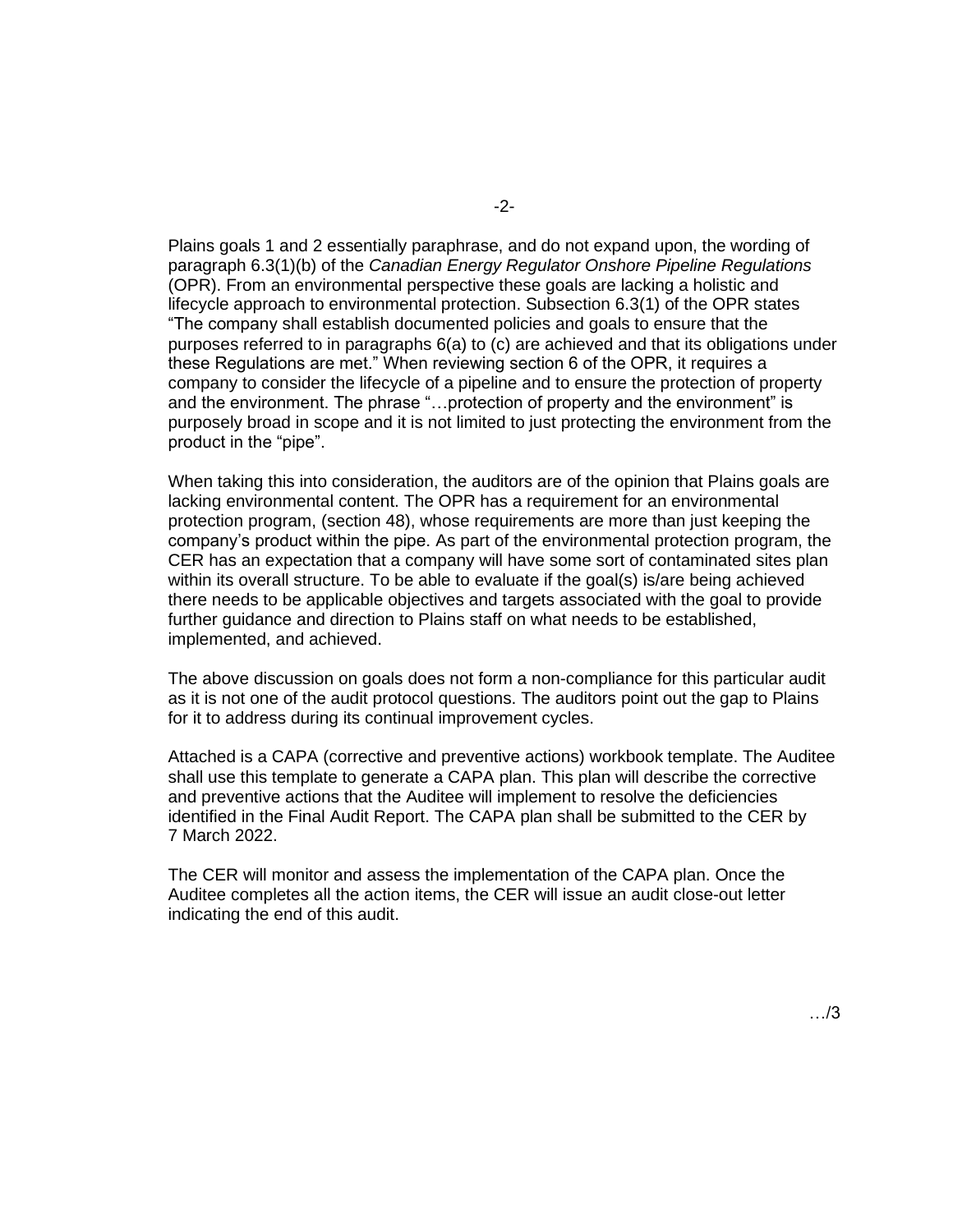Plains goals 1 and 2 essentially paraphrase, and do not expand upon, the wording of paragraph 6.3(1)(b) of the *Canadian Energy Regulator Onshore Pipeline Regulations* (OPR). From an environmental perspective these goals are lacking a holistic and lifecycle approach to environmental protection. Subsection 6.3(1) of the OPR states "The company shall establish documented policies and goals to ensure that the purposes referred to in paragraphs 6(a) to (c) are achieved and that its obligations under these Regulations are met." When reviewing section 6 of the OPR, it requires a company to consider the lifecycle of a pipeline and to ensure the protection of property and the environment. The phrase "…protection of property and the environment" is purposely broad in scope and it is not limited to just protecting the environment from the product in the "pipe".

When taking this into consideration, the auditors are of the opinion that Plains goals are lacking environmental content. The OPR has a requirement for an environmental protection program, (section 48), whose requirements are more than just keeping the company's product within the pipe. As part of the environmental protection program, the CER has an expectation that a company will have some sort of contaminated sites plan within its overall structure. To be able to evaluate if the goal(s) is/are being achieved there needs to be applicable objectives and targets associated with the goal to provide further guidance and direction to Plains staff on what needs to be established, implemented, and achieved.

The above discussion on goals does not form a non-compliance for this particular audit as it is not one of the audit protocol questions. The auditors point out the gap to Plains for it to address during its continual improvement cycles.

Attached is a CAPA (corrective and preventive actions) workbook template. The Auditee shall use this template to generate a CAPA plan. This plan will describe the corrective and preventive actions that the Auditee will implement to resolve the deficiencies identified in the Final Audit Report. The CAPA plan shall be submitted to the CER by 7 March 2022.

The CER will monitor and assess the implementation of the CAPA plan. Once the Auditee completes all the action items, the CER will issue an audit close-out letter indicating the end of this audit.

…/3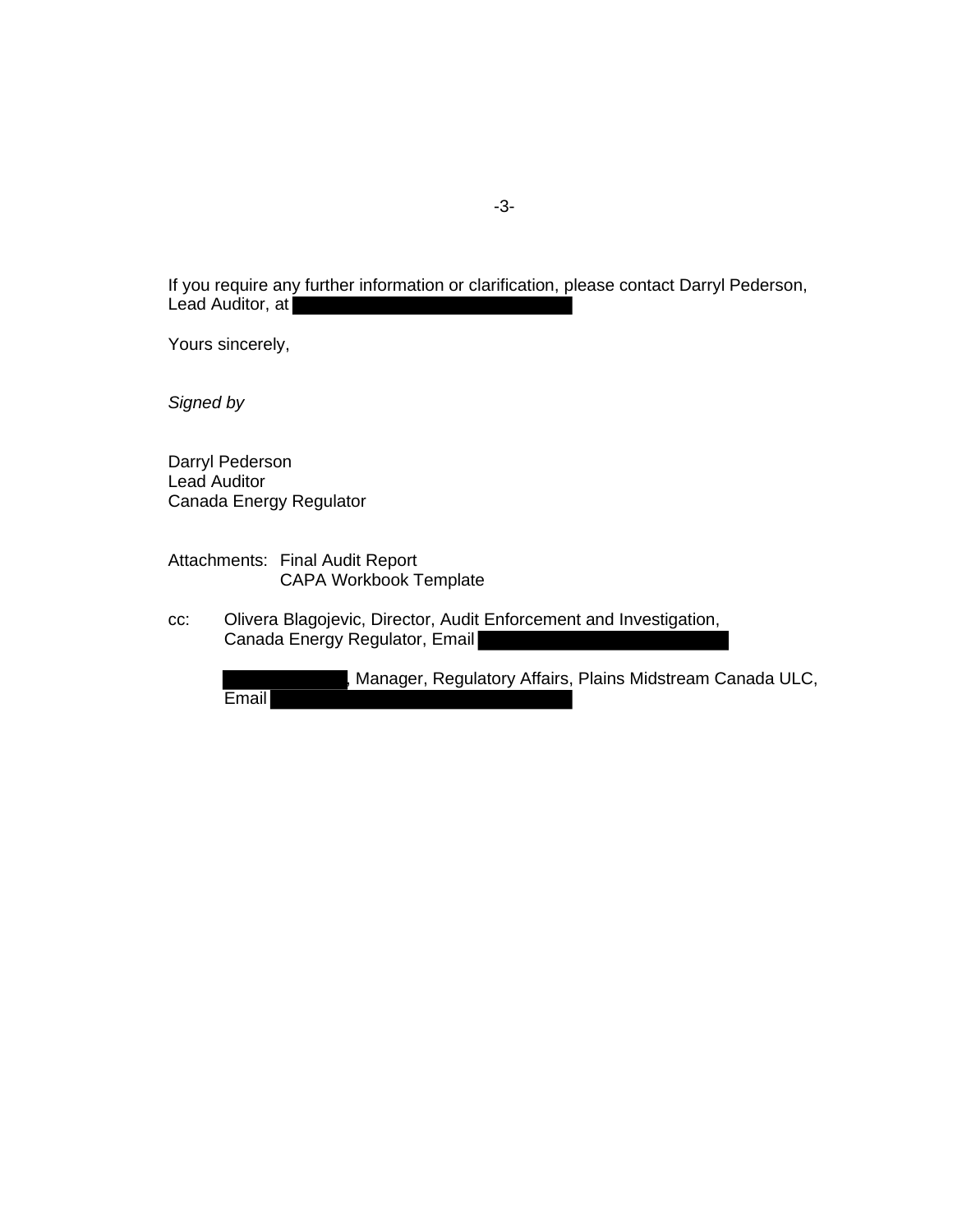If you require any further information or clarification, please contact Darryl Pederson, Lead Auditor, at [redacted]

Yours sincerely,

*Signed by*

Darryl Pederson
Lead Auditor
Canada Energy Regulator

Attachments: Final Audit Report
CAPA Workbook Template

cc: Olivera Blagojevic, Director, Audit Enforcement and Investigation, Canada Energy Regulator, Email [redacted]

[redacted], Manager, Regulatory Affairs, Plains Midstream Canada ULC, Email [redacted]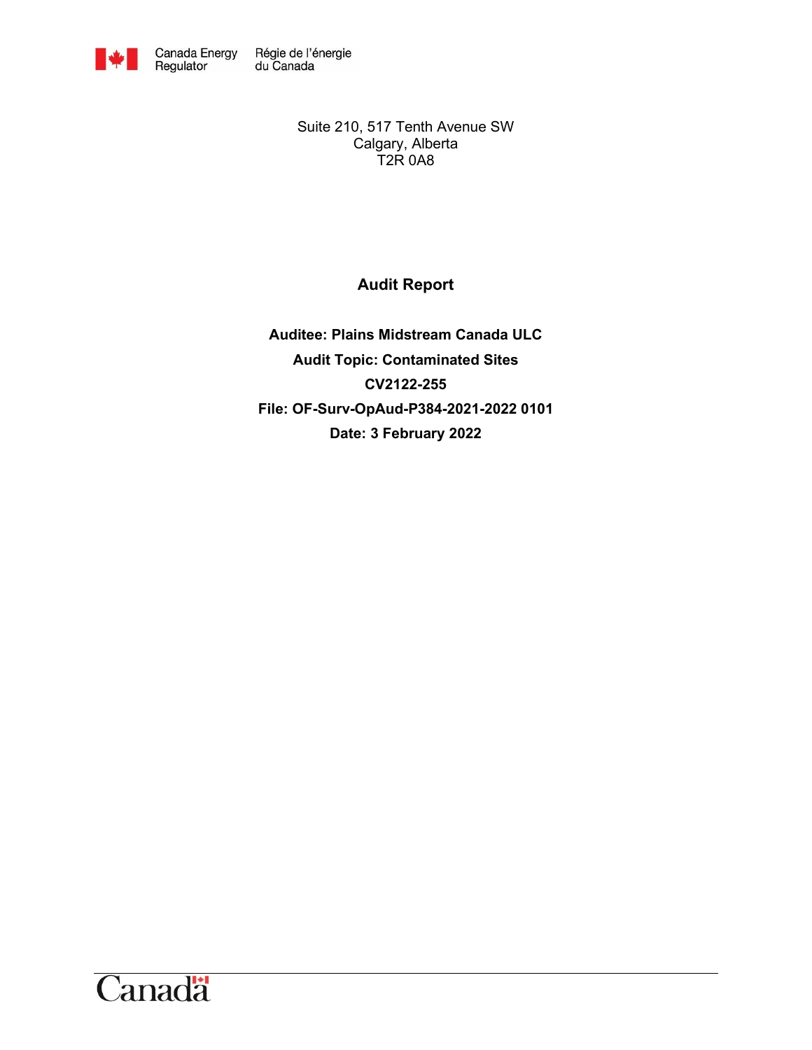Canada Energy Regulator Régie de l'énergie du Canada

Suite 210, 517 Tenth Avenue SW
Calgary, Alberta
T2R 0A8

# Audit Report

**Auditee: Plains Midstream Canada ULC**

**Audit Topic: Contaminated Sites**

**CV2122-255**

**File: OF-Surv-OpAud-P384-2021-2022 0101**

**Date: 3 February 2022**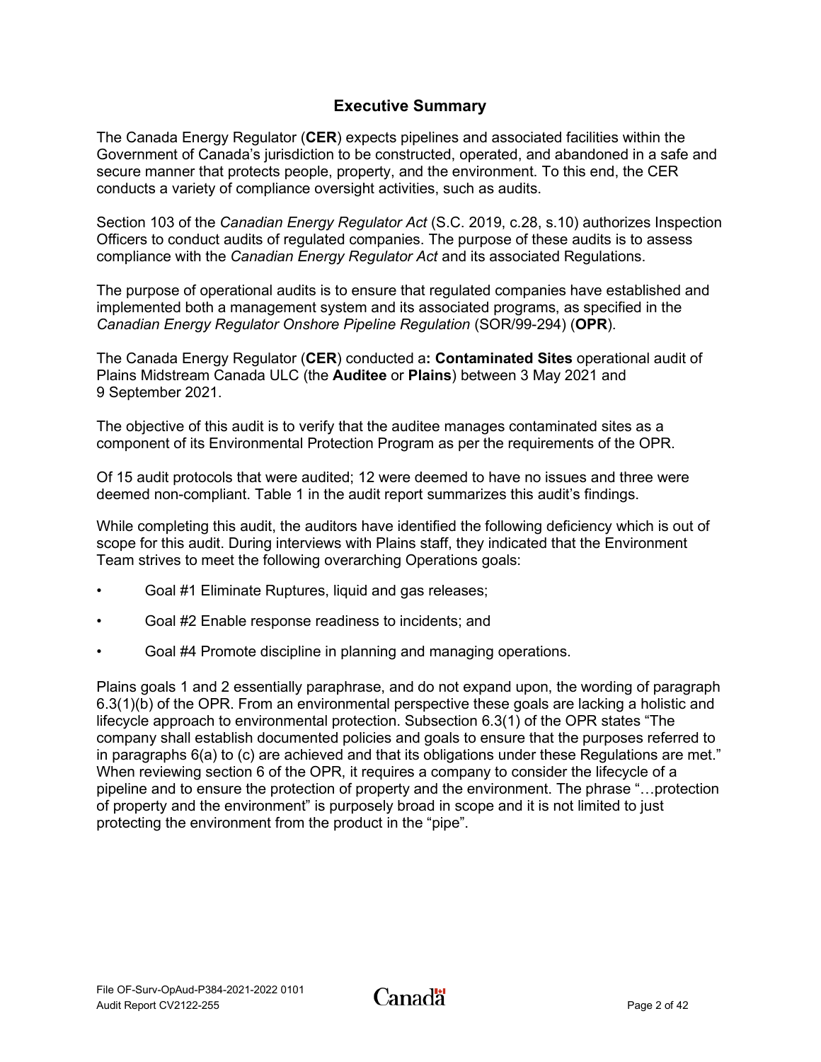## Executive Summary

The Canada Energy Regulator (**CER**) expects pipelines and associated facilities within the Government of Canada's jurisdiction to be constructed, operated, and abandoned in a safe and secure manner that protects people, property, and the environment. To this end, the CER conducts a variety of compliance oversight activities, such as audits.

Section 103 of the *Canadian Energy Regulator Act* (S.C. 2019, c.28, s.10) authorizes Inspection Officers to conduct audits of regulated companies. The purpose of these audits is to assess compliance with the *Canadian Energy Regulator Act* and its associated Regulations.

The purpose of operational audits is to ensure that regulated companies have established and implemented both a management system and its associated programs, as specified in the *Canadian Energy Regulator Onshore Pipeline Regulation* (SOR/99-294) (**OPR**).

The Canada Energy Regulator (**CER**) conducted a**: Contaminated Sites** operational audit of Plains Midstream Canada ULC (the **Auditee** or **Plains**) between 3 May 2021 and 9 September 2021.

The objective of this audit is to verify that the auditee manages contaminated sites as a component of its Environmental Protection Program as per the requirements of the OPR.

Of 15 audit protocols that were audited; 12 were deemed to have no issues and three were deemed non-compliant. Table 1 in the audit report summarizes this audit's findings.

While completing this audit, the auditors have identified the following deficiency which is out of scope for this audit. During interviews with Plains staff, they indicated that the Environment Team strives to meet the following overarching Operations goals:

- Goal #1 Eliminate Ruptures, liquid and gas releases;
- Goal #2 Enable response readiness to incidents; and
- Goal #4 Promote discipline in planning and managing operations.

Plains goals 1 and 2 essentially paraphrase, and do not expand upon, the wording of paragraph 6.3(1)(b) of the OPR. From an environmental perspective these goals are lacking a holistic and lifecycle approach to environmental protection. Subsection 6.3(1) of the OPR states "The company shall establish documented policies and goals to ensure that the purposes referred to in paragraphs 6(a) to (c) are achieved and that its obligations under these Regulations are met." When reviewing section 6 of the OPR, it requires a company to consider the lifecycle of a pipeline and to ensure the protection of property and the environment. The phrase "…protection of property and the environment" is purposely broad in scope and it is not limited to just protecting the environment from the product in the "pipe".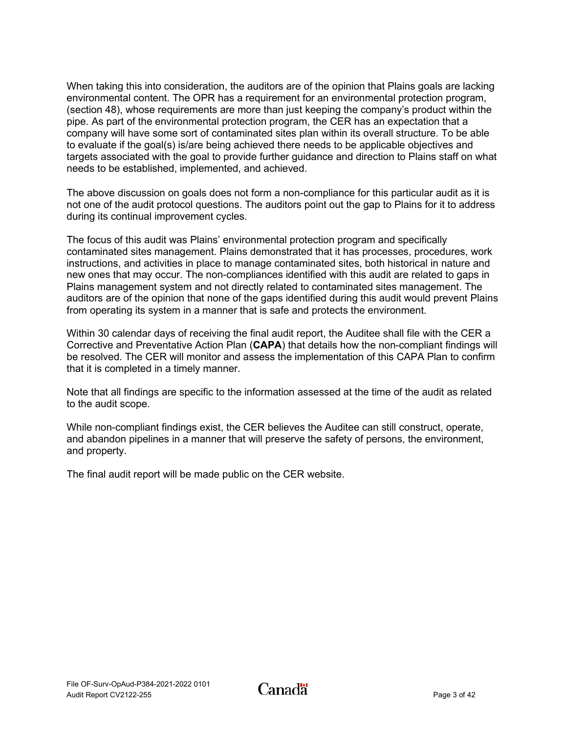When taking this into consideration, the auditors are of the opinion that Plains goals are lacking environmental content. The OPR has a requirement for an environmental protection program, (section 48), whose requirements are more than just keeping the company's product within the pipe. As part of the environmental protection program, the CER has an expectation that a company will have some sort of contaminated sites plan within its overall structure. To be able to evaluate if the goal(s) is/are being achieved there needs to be applicable objectives and targets associated with the goal to provide further guidance and direction to Plains staff on what needs to be established, implemented, and achieved.

The above discussion on goals does not form a non-compliance for this particular audit as it is not one of the audit protocol questions. The auditors point out the gap to Plains for it to address during its continual improvement cycles.

The focus of this audit was Plains' environmental protection program and specifically contaminated sites management. Plains demonstrated that it has processes, procedures, work instructions, and activities in place to manage contaminated sites, both historical in nature and new ones that may occur. The non-compliances identified with this audit are related to gaps in Plains management system and not directly related to contaminated sites management. The auditors are of the opinion that none of the gaps identified during this audit would prevent Plains from operating its system in a manner that is safe and protects the environment.

Within 30 calendar days of receiving the final audit report, the Auditee shall file with the CER a Corrective and Preventative Action Plan (**CAPA**) that details how the non-compliant findings will be resolved. The CER will monitor and assess the implementation of this CAPA Plan to confirm that it is completed in a timely manner.

Note that all findings are specific to the information assessed at the time of the audit as related to the audit scope.

While non-compliant findings exist, the CER believes the Auditee can still construct, operate, and abandon pipelines in a manner that will preserve the safety of persons, the environment, and property.

The final audit report will be made public on the CER website.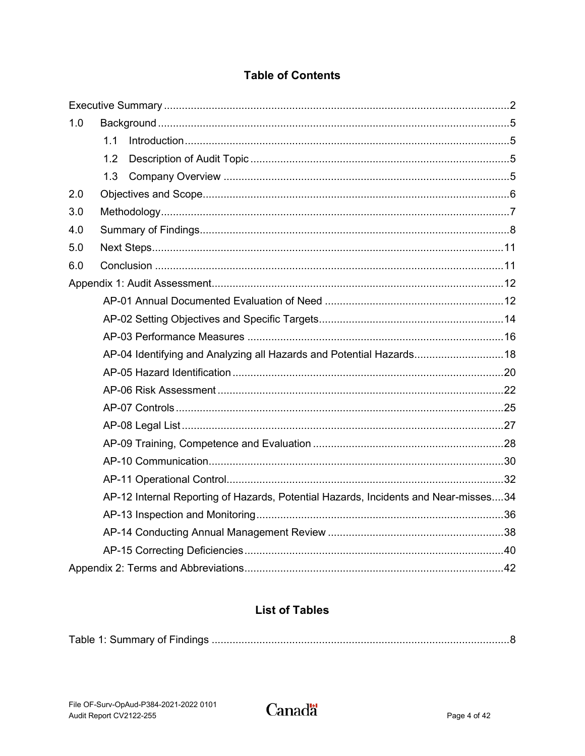## Table of Contents

Executive Summary ..... 2

1.0 Background ..... 5

- 1.1 Introduction ..... 5
- 1.2 Description of Audit Topic ..... 5
- 1.3 Company Overview ..... 5

2.0 Objectives and Scope ..... 6

3.0 Methodology ..... 7

4.0 Summary of Findings ..... 8

5.0 Next Steps ..... 11

6.0 Conclusion ..... 11

Appendix 1: Audit Assessment ..... 12

- AP-01 Annual Documented Evaluation of Need ..... 12
- AP-02 Setting Objectives and Specific Targets ..... 14
- AP-03 Performance Measures ..... 16
- AP-04 Identifying and Analyzing all Hazards and Potential Hazards ..... 18
- AP-05 Hazard Identification ..... 20
- AP-06 Risk Assessment ..... 22
- AP-07 Controls ..... 25
- AP-08 Legal List ..... 27
- AP-09 Training, Competence and Evaluation ..... 28
- AP-10 Communication ..... 30
- AP-11 Operational Control ..... 32
- AP-12 Internal Reporting of Hazards, Potential Hazards, Incidents and Near-misses ..... 34
- AP-13 Inspection and Monitoring ..... 36
- AP-14 Conducting Annual Management Review ..... 38
- AP-15 Correcting Deficiencies ..... 40

Appendix 2: Terms and Abbreviations ..... 42

## List of Tables

Table 1: Summary of Findings ..... 8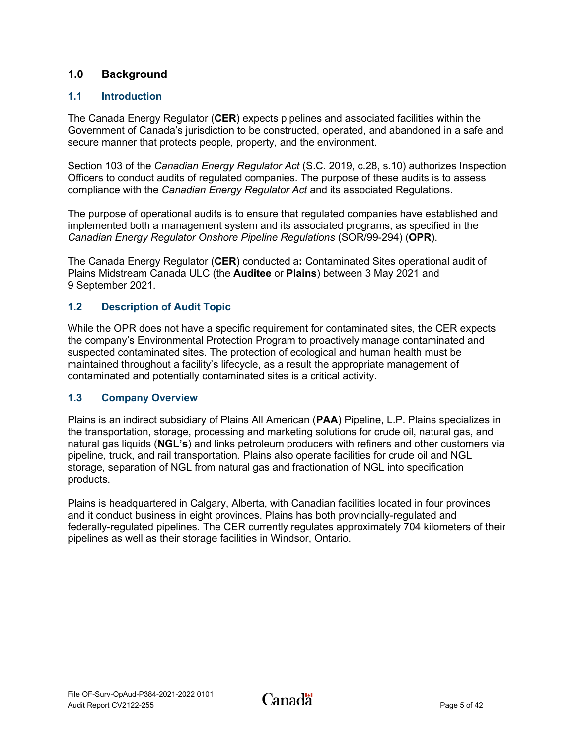# 1.0 Background

## 1.1 Introduction

The Canada Energy Regulator (**CER**) expects pipelines and associated facilities within the Government of Canada's jurisdiction to be constructed, operated, and abandoned in a safe and secure manner that protects people, property, and the environment.

Section 103 of the *Canadian Energy Regulator Act* (S.C. 2019, c.28, s.10) authorizes Inspection Officers to conduct audits of regulated companies. The purpose of these audits is to assess compliance with the *Canadian Energy Regulator Act* and its associated Regulations.

The purpose of operational audits is to ensure that regulated companies have established and implemented both a management system and its associated programs, as specified in the *Canadian Energy Regulator Onshore Pipeline Regulations* (SOR/99-294) (**OPR**).

The Canada Energy Regulator (**CER**) conducted a**:** Contaminated Sites operational audit of Plains Midstream Canada ULC (the **Auditee** or **Plains**) between 3 May 2021 and 9 September 2021.

## 1.2 Description of Audit Topic

While the OPR does not have a specific requirement for contaminated sites, the CER expects the company's Environmental Protection Program to proactively manage contaminated and suspected contaminated sites. The protection of ecological and human health must be maintained throughout a facility's lifecycle, as a result the appropriate management of contaminated and potentially contaminated sites is a critical activity.

## 1.3 Company Overview

Plains is an indirect subsidiary of Plains All American (**PAA**) Pipeline, L.P. Plains specializes in the transportation, storage, processing and marketing solutions for crude oil, natural gas, and natural gas liquids (**NGL's**) and links petroleum producers with refiners and other customers via pipeline, truck, and rail transportation. Plains also operate facilities for crude oil and NGL storage, separation of NGL from natural gas and fractionation of NGL into specification products.

Plains is headquartered in Calgary, Alberta, with Canadian facilities located in four provinces and it conduct business in eight provinces. Plains has both provincially-regulated and federally-regulated pipelines. The CER currently regulates approximately 704 kilometers of their pipelines as well as their storage facilities in Windsor, Ontario.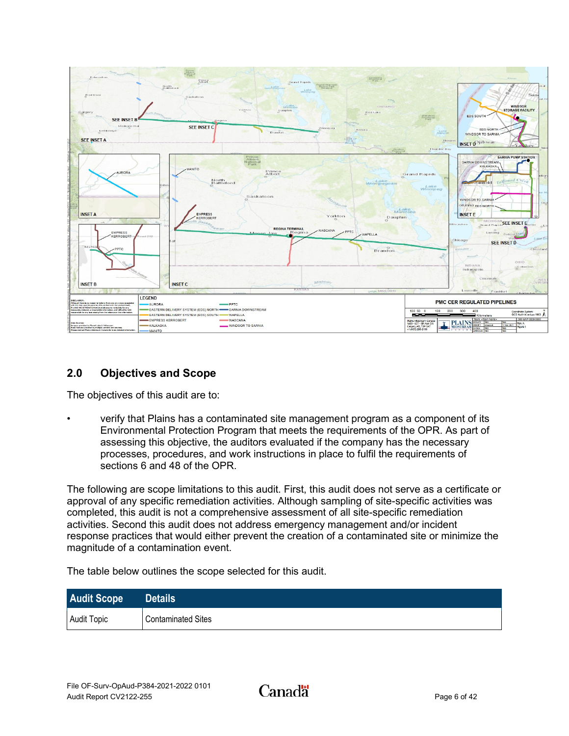## 2.0 Objectives and Scope

The objectives of this audit are to:

- verify that Plains has a contaminated site management program as a component of its Environmental Protection Program that meets the requirements of the OPR. As part of assessing this objective, the auditors evaluated if the company has the necessary processes, procedures, and work instructions in place to fulfil the requirements of sections 6 and 48 of the OPR.

The following are scope limitations to this audit. First, this audit does not serve as a certificate or approval of any specific remediation activities. Although sampling of site-specific activities was completed, this audit is not a comprehensive assessment of all site-specific remediation activities. Second this audit does not address emergency management and/or incident response practices that would either prevent the creation of a contaminated site or minimize the magnitude of a contamination event.

The table below outlines the scope selected for this audit.

| Audit Scope | Details |
|---|---|
| Audit Topic | Contaminated Sites |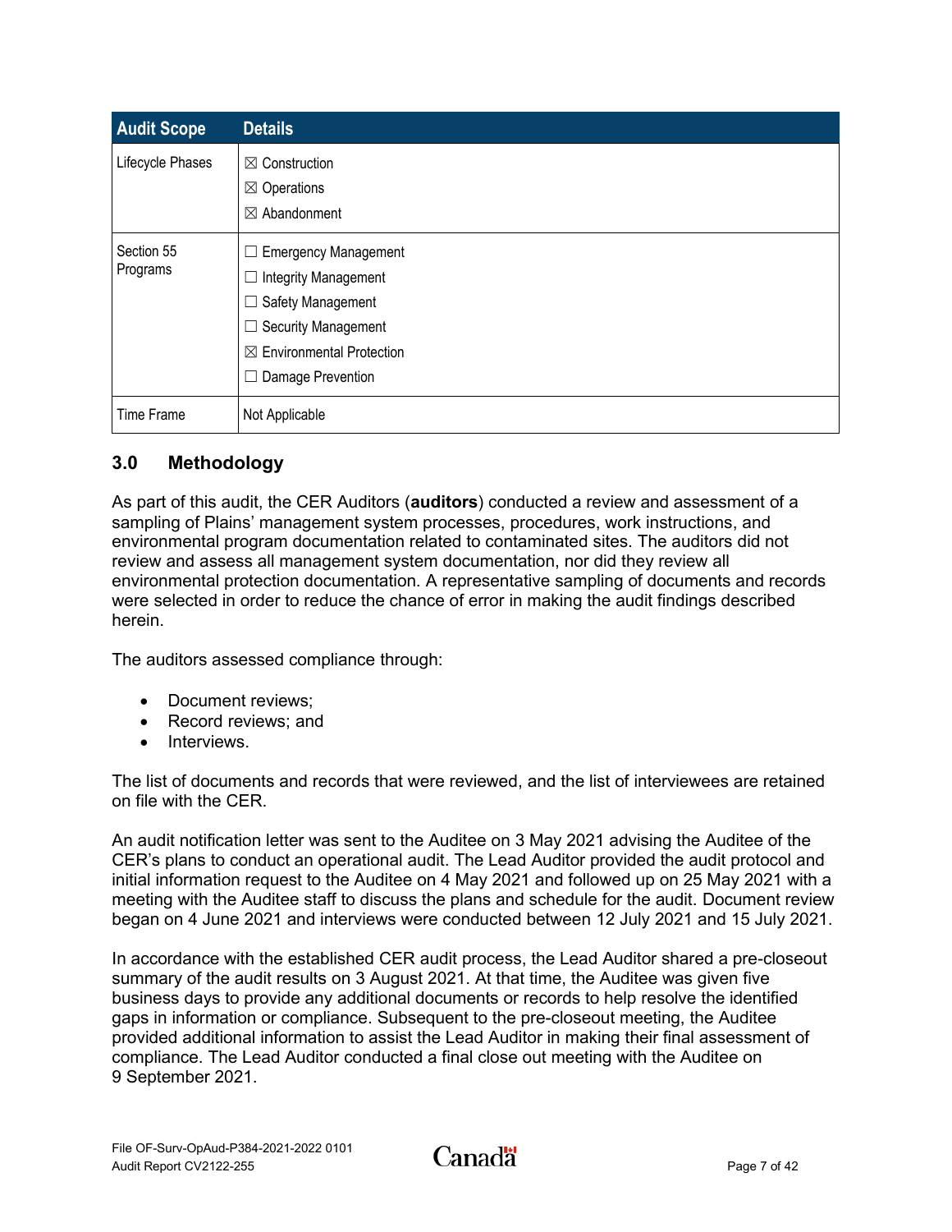| Audit Scope | Details |
|---|---|
| Lifecycle Phases | ☒ Construction<br>☒ Operations<br>☒ Abandonment |
| Section 55 Programs | ☐ Emergency Management<br>☐ Integrity Management<br>☐ Safety Management<br>☐ Security Management<br>☒ Environmental Protection<br>☐ Damage Prevention |
| Time Frame | Not Applicable |

## 3.0 Methodology

As part of this audit, the CER Auditors (**auditors**) conducted a review and assessment of a sampling of Plains' management system processes, procedures, work instructions, and environmental program documentation related to contaminated sites. The auditors did not review and assess all management system documentation, nor did they review all environmental protection documentation. A representative sampling of documents and records were selected in order to reduce the chance of error in making the audit findings described herein.

The auditors assessed compliance through:

- Document reviews;
- Record reviews; and
- Interviews.

The list of documents and records that were reviewed, and the list of interviewees are retained on file with the CER.

An audit notification letter was sent to the Auditee on 3 May 2021 advising the Auditee of the CER's plans to conduct an operational audit. The Lead Auditor provided the audit protocol and initial information request to the Auditee on 4 May 2021 and followed up on 25 May 2021 with a meeting with the Auditee staff to discuss the plans and schedule for the audit. Document review began on 4 June 2021 and interviews were conducted between 12 July 2021 and 15 July 2021.

In accordance with the established CER audit process, the Lead Auditor shared a pre-closeout summary of the audit results on 3 August 2021. At that time, the Auditee was given five business days to provide any additional documents or records to help resolve the identified gaps in information or compliance. Subsequent to the pre-closeout meeting, the Auditee provided additional information to assist the Lead Auditor in making their final assessment of compliance. The Lead Auditor conducted a final close out meeting with the Auditee on 9 September 2021.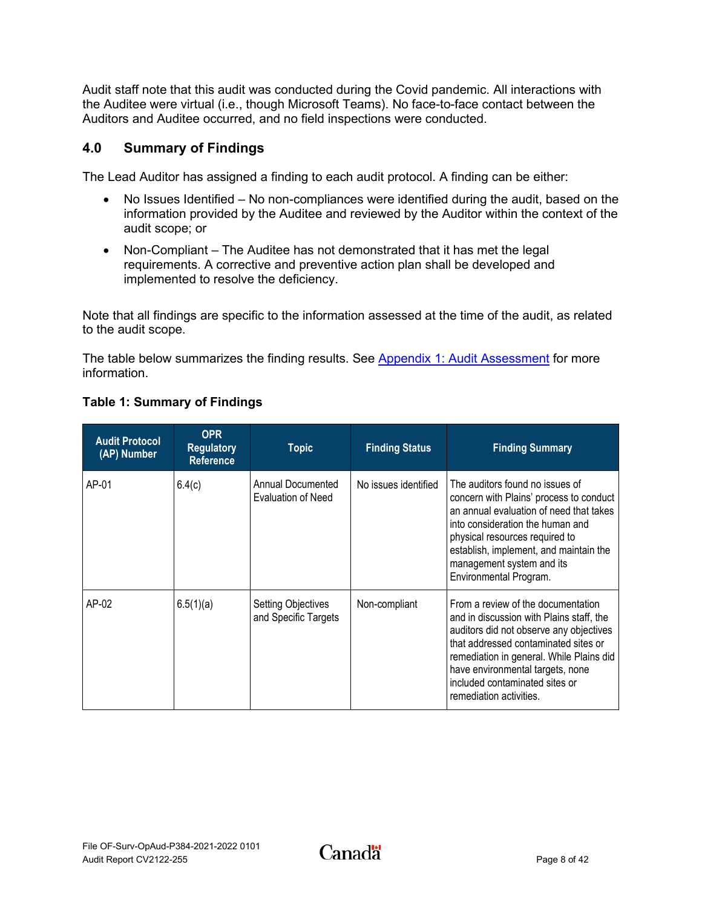Audit staff note that this audit was conducted during the Covid pandemic. All interactions with the Auditee were virtual (i.e., though Microsoft Teams). No face-to-face contact between the Auditors and Auditee occurred, and no field inspections were conducted.

## 4.0 Summary of Findings

The Lead Auditor has assigned a finding to each audit protocol. A finding can be either:

- No Issues Identified – No non-compliances were identified during the audit, based on the information provided by the Auditee and reviewed by the Auditor within the context of the audit scope; or
- Non-Compliant – The Auditee has not demonstrated that it has met the legal requirements. A corrective and preventive action plan shall be developed and implemented to resolve the deficiency.

Note that all findings are specific to the information assessed at the time of the audit, as related to the audit scope.

The table below summarizes the finding results. See Appendix 1: Audit Assessment for more information.

**Table 1: Summary of Findings**

| Audit Protocol (AP) Number | OPR Regulatory Reference | Topic | Finding Status | Finding Summary |
|---|---|---|---|---|
| AP-01 | 6.4(c) | Annual Documented Evaluation of Need | No issues identified | The auditors found no issues of concern with Plains' process to conduct an annual evaluation of need that takes into consideration the human and physical resources required to establish, implement, and maintain the management system and its Environmental Program. |
| AP-02 | 6.5(1)(a) | Setting Objectives and Specific Targets | Non-compliant | From a review of the documentation and in discussion with Plains staff, the auditors did not observe any objectives that addressed contaminated sites or remediation in general. While Plains did have environmental targets, none included contaminated sites or remediation activities. |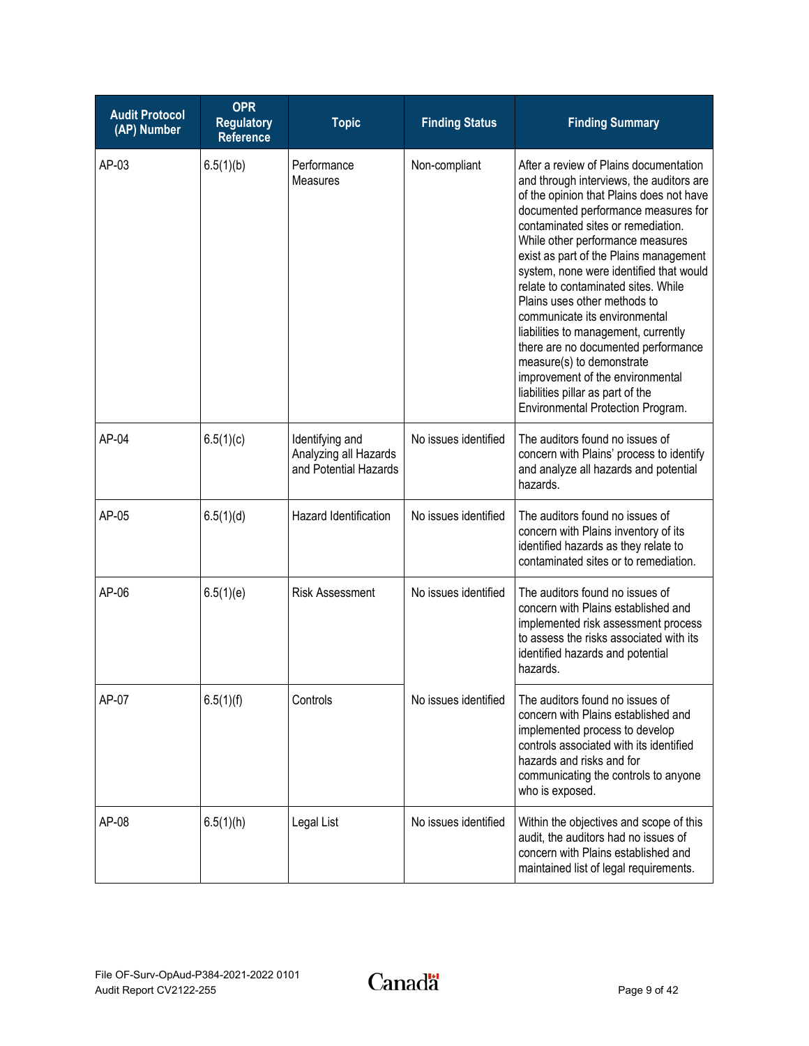| Audit Protocol (AP) Number | OPR Regulatory Reference | Topic | Finding Status | Finding Summary |
|---|---|---|---|---|
| AP-03 | 6.5(1)(b) | Performance Measures | Non-compliant | After a review of Plains documentation and through interviews, the auditors are of the opinion that Plains does not have documented performance measures for contaminated sites or remediation. While other performance measures exist as part of the Plains management system, none were identified that would relate to contaminated sites. While Plains uses other methods to communicate its environmental liabilities to management, currently there are no documented performance measure(s) to demonstrate improvement of the environmental liabilities pillar as part of the Environmental Protection Program. |
| AP-04 | 6.5(1)(c) | Identifying and Analyzing all Hazards and Potential Hazards | No issues identified | The auditors found no issues of concern with Plains' process to identify and analyze all hazards and potential hazards. |
| AP-05 | 6.5(1)(d) | Hazard Identification | No issues identified | The auditors found no issues of concern with Plains inventory of its identified hazards as they relate to contaminated sites or to remediation. |
| AP-06 | 6.5(1)(e) | Risk Assessment | No issues identified | The auditors found no issues of concern with Plains established and implemented risk assessment process to assess the risks associated with its identified hazards and potential hazards. |
| AP-07 | 6.5(1)(f) | Controls | No issues identified | The auditors found no issues of concern with Plains established and implemented process to develop controls associated with its identified hazards and risks and for communicating the controls to anyone who is exposed. |
| AP-08 | 6.5(1)(h) | Legal List | No issues identified | Within the objectives and scope of this audit, the auditors had no issues of concern with Plains established and maintained list of legal requirements. |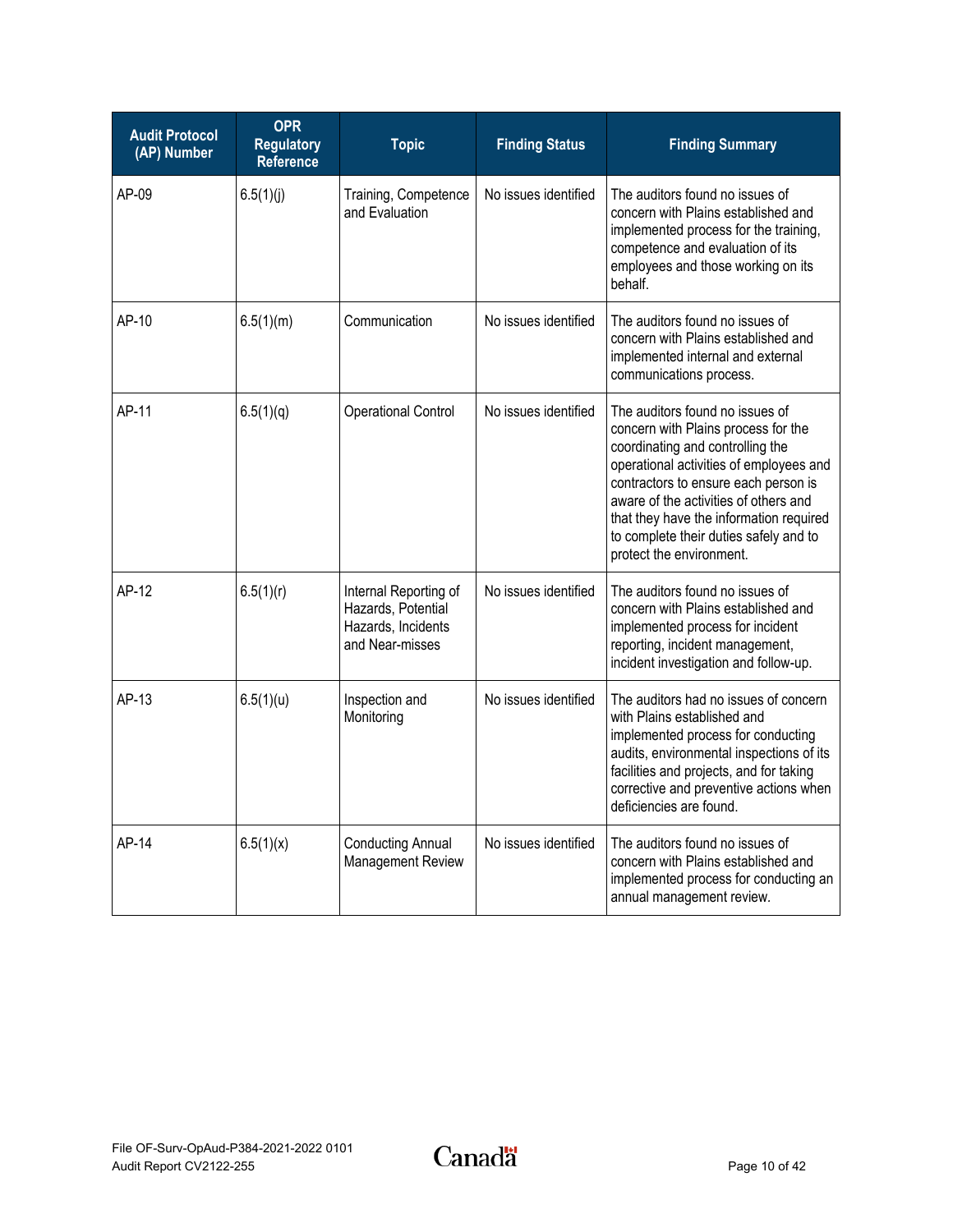| Audit Protocol (AP) Number | OPR Regulatory Reference | Topic | Finding Status | Finding Summary |
|---|---|---|---|---|
| AP-09 | 6.5(1)(j) | Training, Competence and Evaluation | No issues identified | The auditors found no issues of concern with Plains established and implemented process for the training, competence and evaluation of its employees and those working on its behalf. |
| AP-10 | 6.5(1)(m) | Communication | No issues identified | The auditors found no issues of concern with Plains established and implemented internal and external communications process. |
| AP-11 | 6.5(1)(q) | Operational Control | No issues identified | The auditors found no issues of concern with Plains process for the coordinating and controlling the operational activities of employees and contractors to ensure each person is aware of the activities of others and that they have the information required to complete their duties safely and to protect the environment. |
| AP-12 | 6.5(1)(r) | Internal Reporting of Hazards, Potential Hazards, Incidents and Near-misses | No issues identified | The auditors found no issues of concern with Plains established and implemented process for incident reporting, incident management, incident investigation and follow-up. |
| AP-13 | 6.5(1)(u) | Inspection and Monitoring | No issues identified | The auditors had no issues of concern with Plains established and implemented process for conducting audits, environmental inspections of its facilities and projects, and for taking corrective and preventive actions when deficiencies are found. |
| AP-14 | 6.5(1)(x) | Conducting Annual Management Review | No issues identified | The auditors found no issues of concern with Plains established and implemented process for conducting an annual management review. |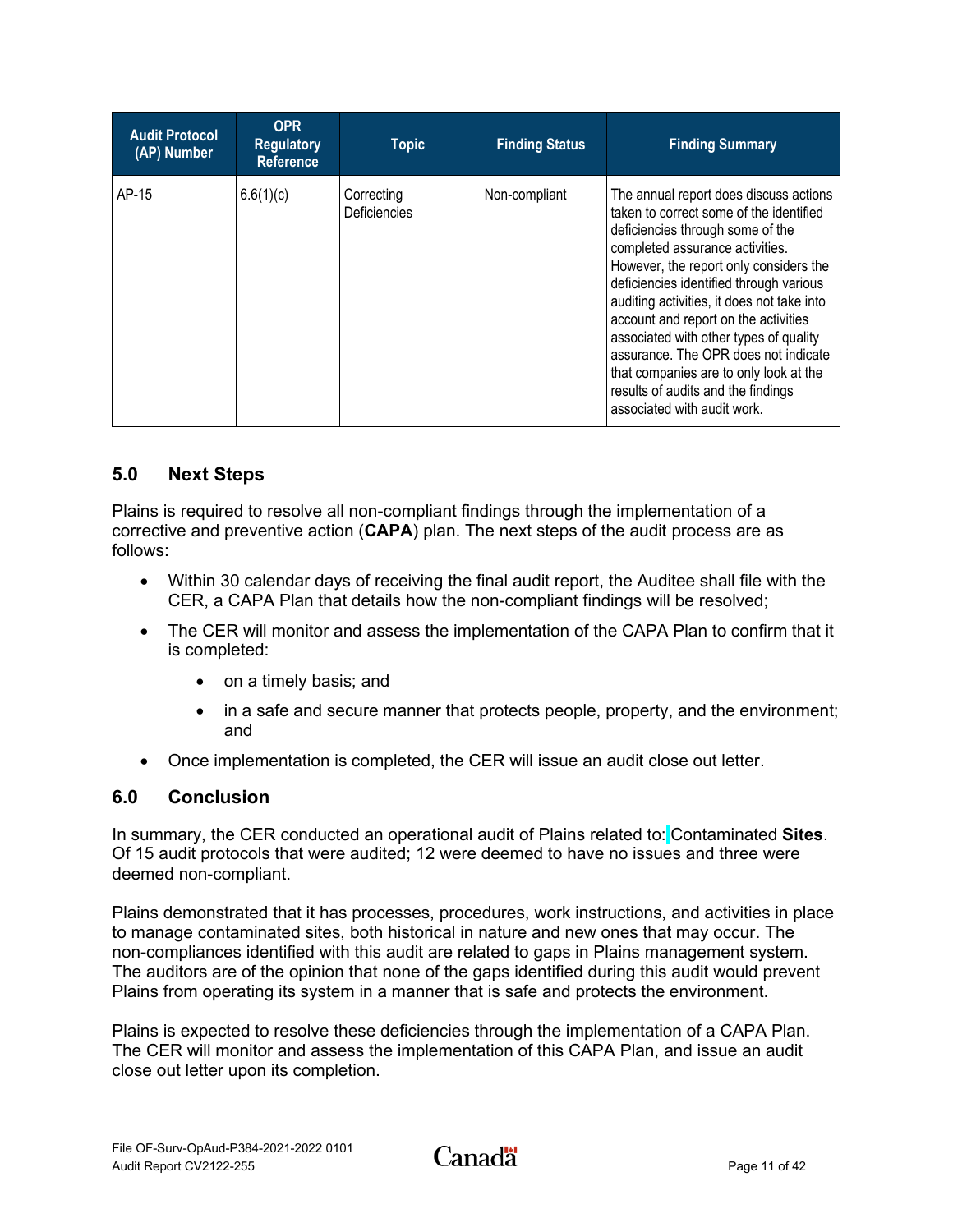| Audit Protocol (AP) Number | OPR Regulatory Reference | Topic | Finding Status | Finding Summary |
|---|---|---|---|---|
| AP-15 | 6.6(1)(c) | Correcting Deficiencies | Non-compliant | The annual report does discuss actions taken to correct some of the identified deficiencies through some of the completed assurance activities. However, the report only considers the deficiencies identified through various auditing activities, it does not take into account and report on the activities associated with other types of quality assurance. The OPR does not indicate that companies are to only look at the results of audits and the findings associated with audit work. |

## 5.0 Next Steps

Plains is required to resolve all non-compliant findings through the implementation of a corrective and preventive action (**CAPA**) plan. The next steps of the audit process are as follows:

- Within 30 calendar days of receiving the final audit report, the Auditee shall file with the CER, a CAPA Plan that details how the non-compliant findings will be resolved;
- The CER will monitor and assess the implementation of the CAPA Plan to confirm that it is completed:
  - on a timely basis; and
  - in a safe and secure manner that protects people, property, and the environment; and
- Once implementation is completed, the CER will issue an audit close out letter.

## 6.0 Conclusion

In summary, the CER conducted an operational audit of Plains related to: Contaminated **Sites**. Of 15 audit protocols that were audited; 12 were deemed to have no issues and three were deemed non-compliant.

Plains demonstrated that it has processes, procedures, work instructions, and activities in place to manage contaminated sites, both historical in nature and new ones that may occur. The non-compliances identified with this audit are related to gaps in Plains management system. The auditors are of the opinion that none of the gaps identified during this audit would prevent Plains from operating its system in a manner that is safe and protects the environment.

Plains is expected to resolve these deficiencies through the implementation of a CAPA Plan. The CER will monitor and assess the implementation of this CAPA Plan, and issue an audit close out letter upon its completion.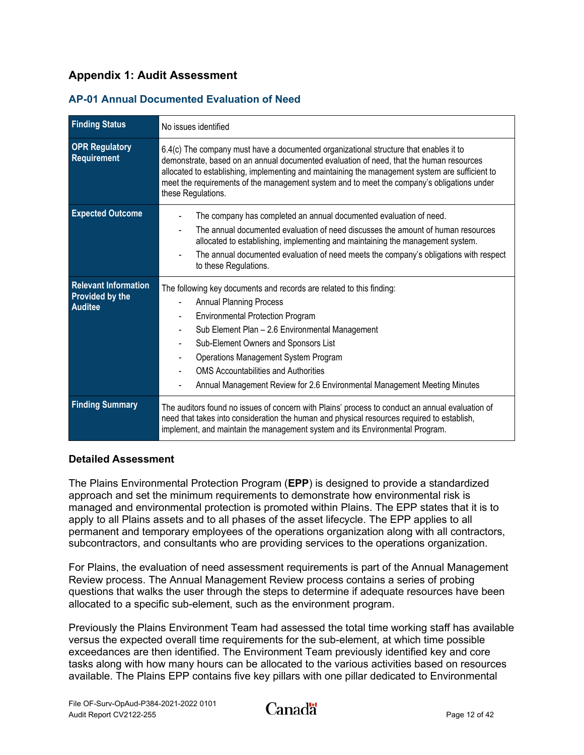## Appendix 1: Audit Assessment

### AP-01 Annual Documented Evaluation of Need

| | |
|---|---|
| **Finding Status** | No issues identified |
| **OPR Regulatory Requirement** | 6.4(c) The company must have a documented organizational structure that enables it to demonstrate, based on an annual documented evaluation of need, that the human resources allocated to establishing, implementing and maintaining the management system are sufficient to meet the requirements of the management system and to meet the company's obligations under these Regulations. |
| **Expected Outcome** | - The company has completed an annual documented evaluation of need.<br>- The annual documented evaluation of need discusses the amount of human resources allocated to establishing, implementing and maintaining the management system.<br>- The annual documented evaluation of need meets the company's obligations with respect to these Regulations. |
| **Relevant Information Provided by the Auditee** | The following key documents and records are related to this finding:<br>- Annual Planning Process<br>- Environmental Protection Program<br>- Sub Element Plan – 2.6 Environmental Management<br>- Sub-Element Owners and Sponsors List<br>- Operations Management System Program<br>- OMS Accountabilities and Authorities<br>- Annual Management Review for 2.6 Environmental Management Meeting Minutes |
| **Finding Summary** | The auditors found no issues of concern with Plains' process to conduct an annual evaluation of need that takes into consideration the human and physical resources required to establish, implement, and maintain the management system and its Environmental Program. |

**Detailed Assessment**

The Plains Environmental Protection Program (**EPP**) is designed to provide a standardized approach and set the minimum requirements to demonstrate how environmental risk is managed and environmental protection is promoted within Plains. The EPP states that it is to apply to all Plains assets and to all phases of the asset lifecycle. The EPP applies to all permanent and temporary employees of the operations organization along with all contractors, subcontractors, and consultants who are providing services to the operations organization.

For Plains, the evaluation of need assessment requirements is part of the Annual Management Review process. The Annual Management Review process contains a series of probing questions that walks the user through the steps to determine if adequate resources have been allocated to a specific sub-element, such as the environment program.

Previously the Plains Environment Team had assessed the total time working staff has available versus the expected overall time requirements for the sub-element, at which time possible exceedances are then identified. The Environment Team previously identified key and core tasks along with how many hours can be allocated to the various activities based on resources available. The Plains EPP contains five key pillars with one pillar dedicated to Environmental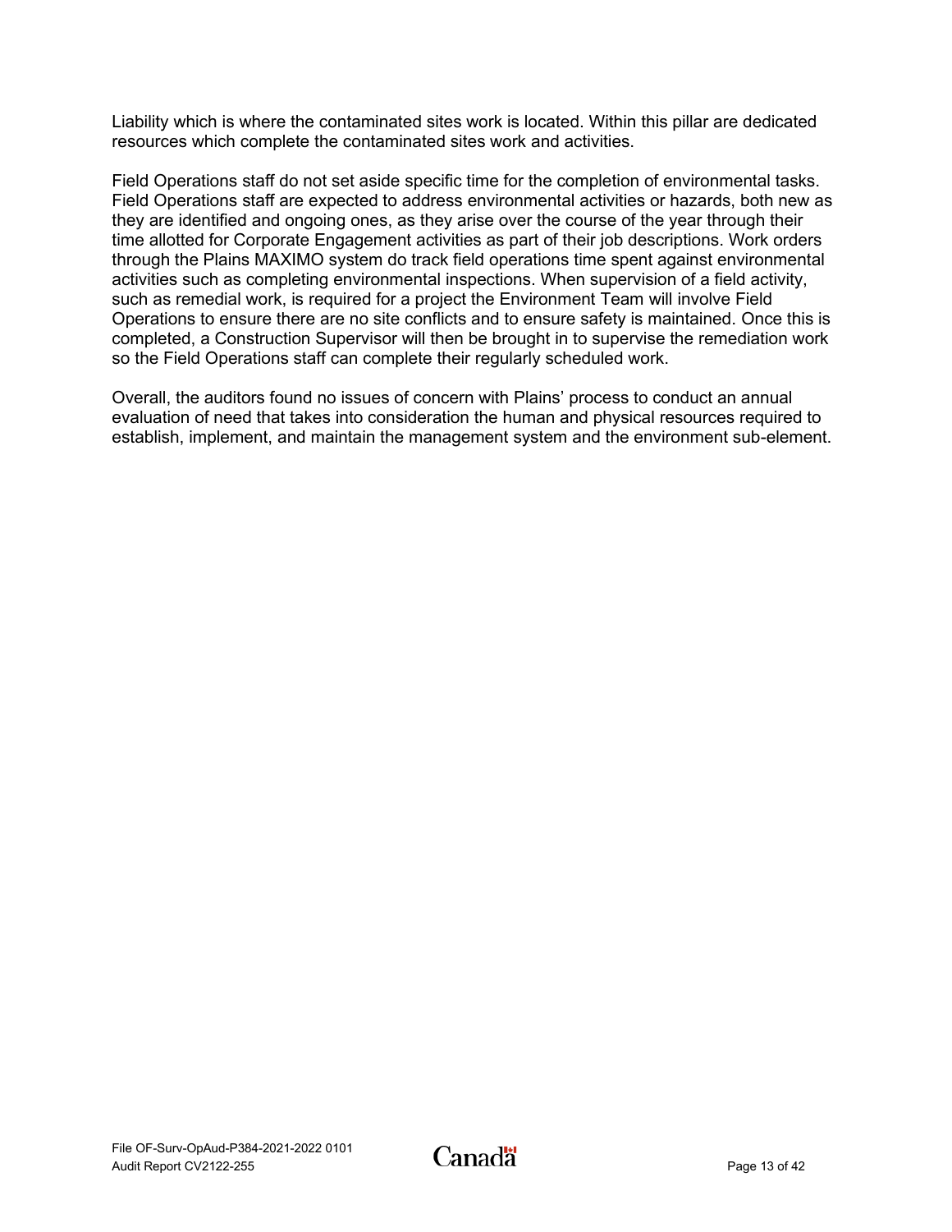Liability which is where the contaminated sites work is located. Within this pillar are dedicated resources which complete the contaminated sites work and activities.

Field Operations staff do not set aside specific time for the completion of environmental tasks. Field Operations staff are expected to address environmental activities or hazards, both new as they are identified and ongoing ones, as they arise over the course of the year through their time allotted for Corporate Engagement activities as part of their job descriptions. Work orders through the Plains MAXIMO system do track field operations time spent against environmental activities such as completing environmental inspections. When supervision of a field activity, such as remedial work, is required for a project the Environment Team will involve Field Operations to ensure there are no site conflicts and to ensure safety is maintained. Once this is completed, a Construction Supervisor will then be brought in to supervise the remediation work so the Field Operations staff can complete their regularly scheduled work.

Overall, the auditors found no issues of concern with Plains' process to conduct an annual evaluation of need that takes into consideration the human and physical resources required to establish, implement, and maintain the management system and the environment sub-element.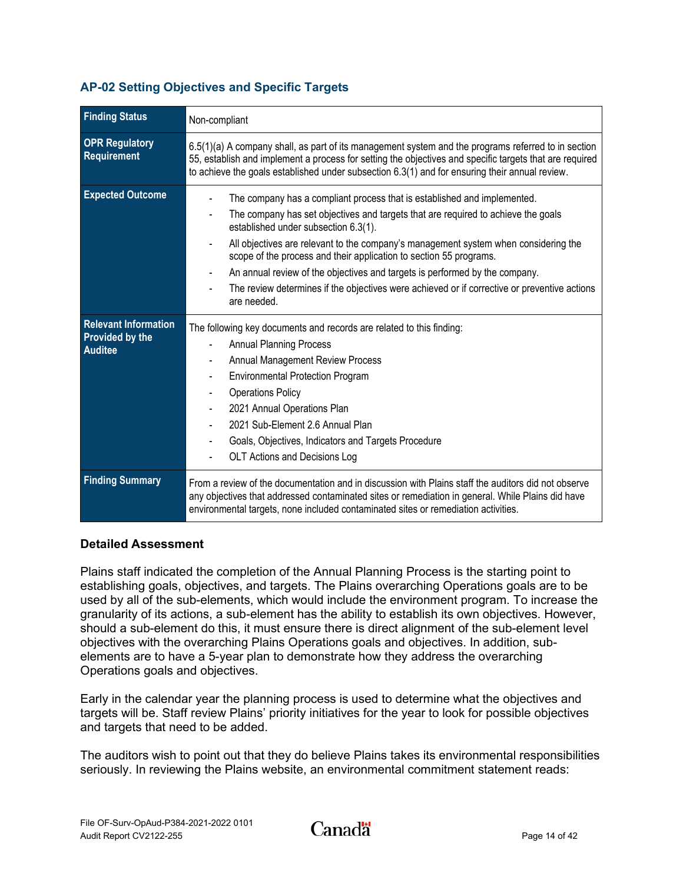### AP-02 Setting Objectives and Specific Targets

| **Finding Status** | Non-compliant |
|---|---|
| **OPR Regulatory Requirement** | 6.5(1)(a) A company shall, as part of its management system and the programs referred to in section 55, establish and implement a process for setting the objectives and specific targets that are required to achieve the goals established under subsection 6.3(1) and for ensuring their annual review. |
| **Expected Outcome** | - The company has a compliant process that is established and implemented.<br>- The company has set objectives and targets that are required to achieve the goals established under subsection 6.3(1).<br>- All objectives are relevant to the company's management system when considering the scope of the process and their application to section 55 programs.<br>- An annual review of the objectives and targets is performed by the company.<br>- The review determines if the objectives were achieved or if corrective or preventive actions are needed. |
| **Relevant Information Provided by the Auditee** | The following key documents and records are related to this finding:<br>- Annual Planning Process<br>- Annual Management Review Process<br>- Environmental Protection Program<br>- Operations Policy<br>- 2021 Annual Operations Plan<br>- 2021 Sub-Element 2.6 Annual Plan<br>- Goals, Objectives, Indicators and Targets Procedure<br>- OLT Actions and Decisions Log |
| **Finding Summary** | From a review of the documentation and in discussion with Plains staff the auditors did not observe any objectives that addressed contaminated sites or remediation in general. While Plains did have environmental targets, none included contaminated sites or remediation activities. |

**Detailed Assessment**

Plains staff indicated the completion of the Annual Planning Process is the starting point to establishing goals, objectives, and targets. The Plains overarching Operations goals are to be used by all of the sub-elements, which would include the environment program. To increase the granularity of its actions, a sub-element has the ability to establish its own objectives. However, should a sub-element do this, it must ensure there is direct alignment of the sub-element level objectives with the overarching Plains Operations goals and objectives. In addition, sub-elements are to have a 5-year plan to demonstrate how they address the overarching Operations goals and objectives.

Early in the calendar year the planning process is used to determine what the objectives and targets will be. Staff review Plains' priority initiatives for the year to look for possible objectives and targets that need to be added.

The auditors wish to point out that they do believe Plains takes its environmental responsibilities seriously. In reviewing the Plains website, an environmental commitment statement reads: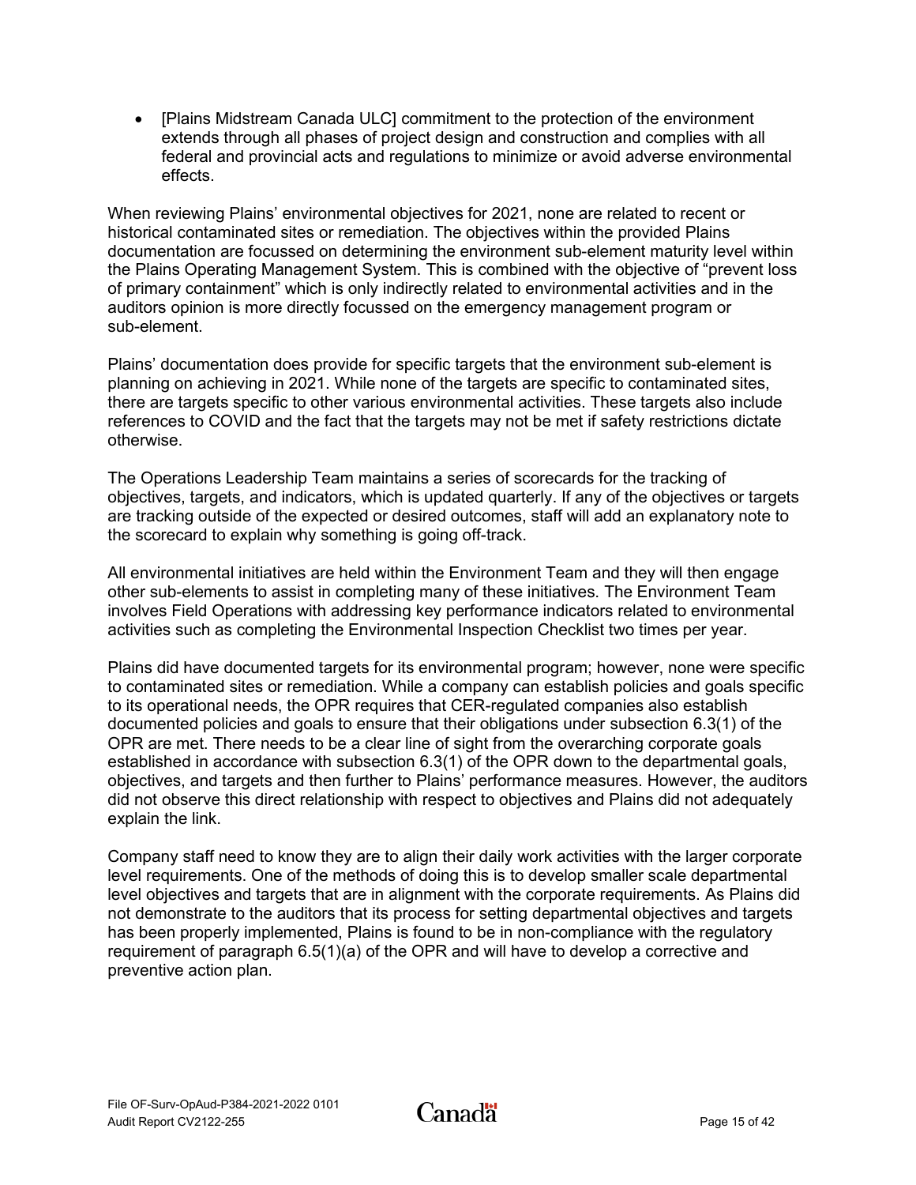- [Plains Midstream Canada ULC] commitment to the protection of the environment extends through all phases of project design and construction and complies with all federal and provincial acts and regulations to minimize or avoid adverse environmental effects.

When reviewing Plains' environmental objectives for 2021, none are related to recent or historical contaminated sites or remediation. The objectives within the provided Plains documentation are focussed on determining the environment sub-element maturity level within the Plains Operating Management System. This is combined with the objective of "prevent loss of primary containment" which is only indirectly related to environmental activities and in the auditors opinion is more directly focussed on the emergency management program or sub-element.

Plains' documentation does provide for specific targets that the environment sub-element is planning on achieving in 2021. While none of the targets are specific to contaminated sites, there are targets specific to other various environmental activities. These targets also include references to COVID and the fact that the targets may not be met if safety restrictions dictate otherwise.

The Operations Leadership Team maintains a series of scorecards for the tracking of objectives, targets, and indicators, which is updated quarterly. If any of the objectives or targets are tracking outside of the expected or desired outcomes, staff will add an explanatory note to the scorecard to explain why something is going off-track.

All environmental initiatives are held within the Environment Team and they will then engage other sub-elements to assist in completing many of these initiatives. The Environment Team involves Field Operations with addressing key performance indicators related to environmental activities such as completing the Environmental Inspection Checklist two times per year.

Plains did have documented targets for its environmental program; however, none were specific to contaminated sites or remediation. While a company can establish policies and goals specific to its operational needs, the OPR requires that CER-regulated companies also establish documented policies and goals to ensure that their obligations under subsection 6.3(1) of the OPR are met. There needs to be a clear line of sight from the overarching corporate goals established in accordance with subsection 6.3(1) of the OPR down to the departmental goals, objectives, and targets and then further to Plains' performance measures. However, the auditors did not observe this direct relationship with respect to objectives and Plains did not adequately explain the link.

Company staff need to know they are to align their daily work activities with the larger corporate level requirements. One of the methods of doing this is to develop smaller scale departmental level objectives and targets that are in alignment with the corporate requirements. As Plains did not demonstrate to the auditors that its process for setting departmental objectives and targets has been properly implemented, Plains is found to be in non-compliance with the regulatory requirement of paragraph 6.5(1)(a) of the OPR and will have to develop a corrective and preventive action plan.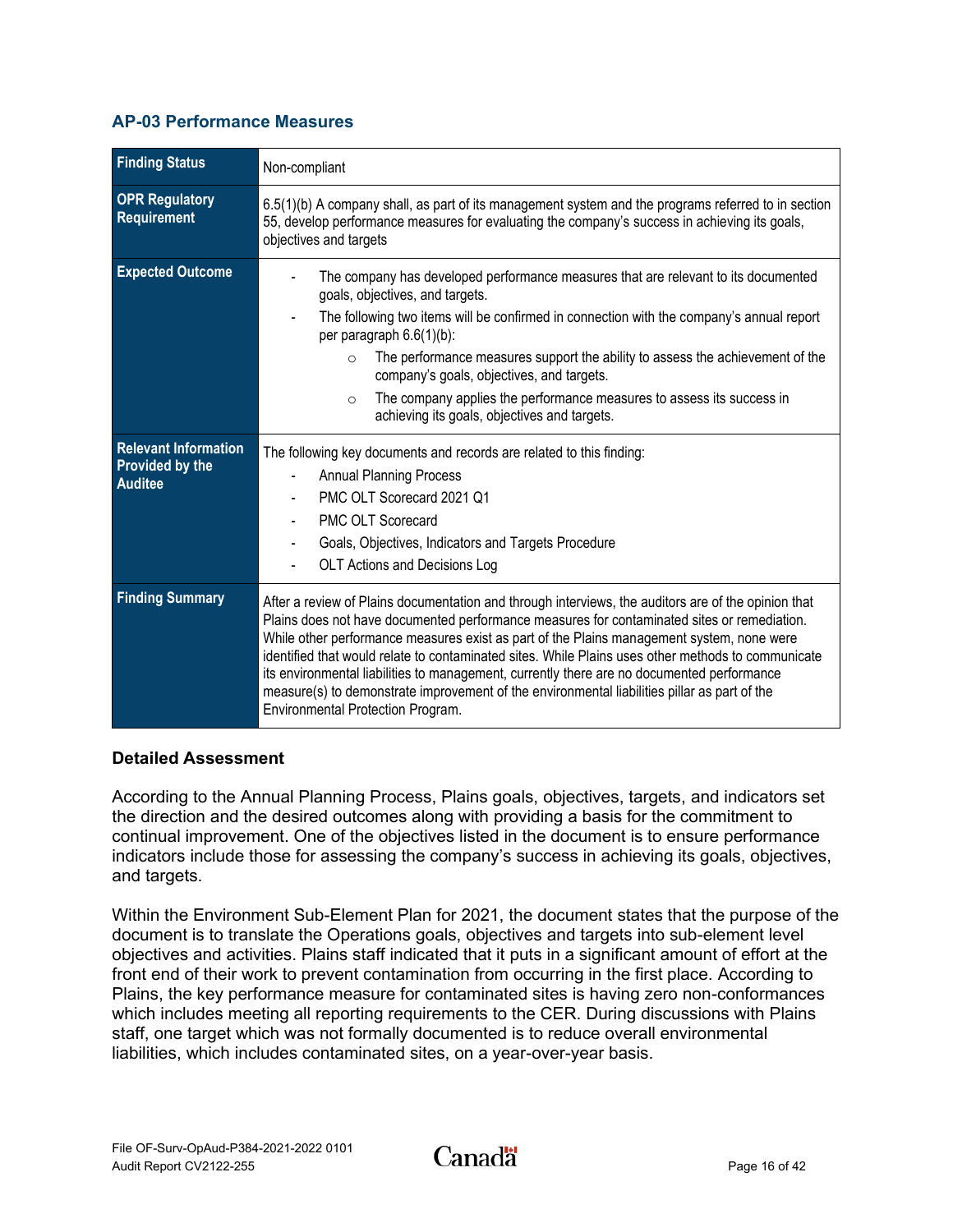### AP-03 Performance Measures

| Finding Status | Non-compliant |
| --- | --- |
| **OPR Regulatory Requirement** | 6.5(1)(b) A company shall, as part of its management system and the programs referred to in section 55, develop performance measures for evaluating the company's success in achieving its goals, objectives and targets |
| **Expected Outcome** | - The company has developed performance measures that are relevant to its documented goals, objectives, and targets.<br>- The following two items will be confirmed in connection with the company's annual report per paragraph 6.6(1)(b):<br>&nbsp;&nbsp;&nbsp;&nbsp;○ The performance measures support the ability to assess the achievement of the company's goals, objectives, and targets.<br>&nbsp;&nbsp;&nbsp;&nbsp;○ The company applies the performance measures to assess its success in achieving its goals, objectives and targets. |
| **Relevant Information Provided by the Auditee** | The following key documents and records are related to this finding:<br>- Annual Planning Process<br>- PMC OLT Scorecard 2021 Q1<br>- PMC OLT Scorecard<br>- Goals, Objectives, Indicators and Targets Procedure<br>- OLT Actions and Decisions Log |
| **Finding Summary** | After a review of Plains documentation and through interviews, the auditors are of the opinion that Plains does not have documented performance measures for contaminated sites or remediation. While other performance measures exist as part of the Plains management system, none were identified that would relate to contaminated sites. While Plains uses other methods to communicate its environmental liabilities to management, currently there are no documented performance measure(s) to demonstrate improvement of the environmental liabilities pillar as part of the Environmental Protection Program. |

**Detailed Assessment**

According to the Annual Planning Process, Plains goals, objectives, targets, and indicators set the direction and the desired outcomes along with providing a basis for the commitment to continual improvement. One of the objectives listed in the document is to ensure performance indicators include those for assessing the company's success in achieving its goals, objectives, and targets.

Within the Environment Sub-Element Plan for 2021, the document states that the purpose of the document is to translate the Operations goals, objectives and targets into sub-element level objectives and activities. Plains staff indicated that it puts in a significant amount of effort at the front end of their work to prevent contamination from occurring in the first place. According to Plains, the key performance measure for contaminated sites is having zero non-conformances which includes meeting all reporting requirements to the CER. During discussions with Plains staff, one target which was not formally documented is to reduce overall environmental liabilities, which includes contaminated sites, on a year-over-year basis.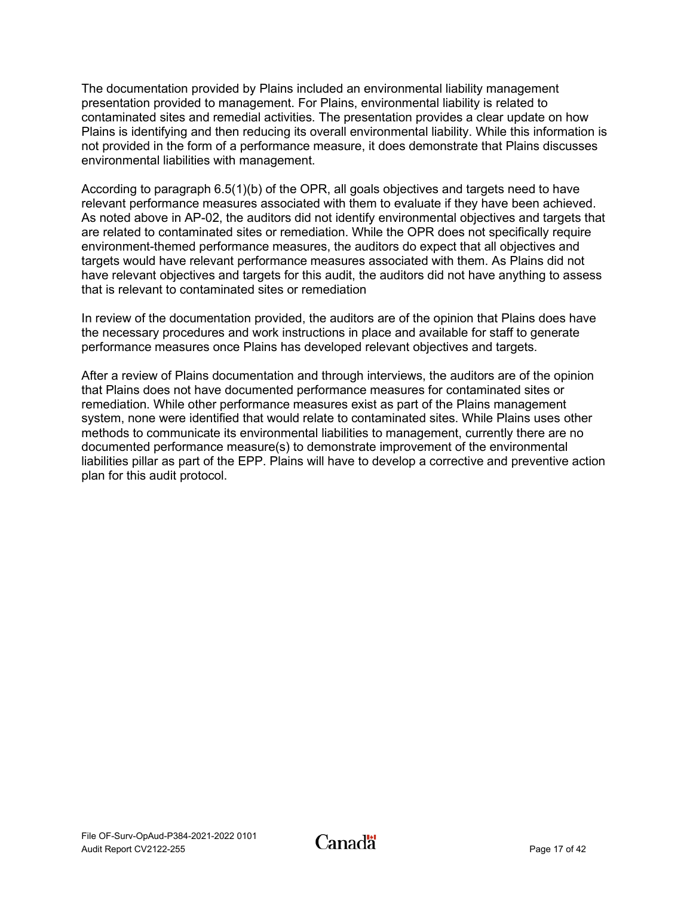The documentation provided by Plains included an environmental liability management presentation provided to management. For Plains, environmental liability is related to contaminated sites and remedial activities. The presentation provides a clear update on how Plains is identifying and then reducing its overall environmental liability. While this information is not provided in the form of a performance measure, it does demonstrate that Plains discusses environmental liabilities with management.

According to paragraph 6.5(1)(b) of the OPR, all goals objectives and targets need to have relevant performance measures associated with them to evaluate if they have been achieved. As noted above in AP-02, the auditors did not identify environmental objectives and targets that are related to contaminated sites or remediation. While the OPR does not specifically require environment-themed performance measures, the auditors do expect that all objectives and targets would have relevant performance measures associated with them. As Plains did not have relevant objectives and targets for this audit, the auditors did not have anything to assess that is relevant to contaminated sites or remediation

In review of the documentation provided, the auditors are of the opinion that Plains does have the necessary procedures and work instructions in place and available for staff to generate performance measures once Plains has developed relevant objectives and targets.

After a review of Plains documentation and through interviews, the auditors are of the opinion that Plains does not have documented performance measures for contaminated sites or remediation. While other performance measures exist as part of the Plains management system, none were identified that would relate to contaminated sites. While Plains uses other methods to communicate its environmental liabilities to management, currently there are no documented performance measure(s) to demonstrate improvement of the environmental liabilities pillar as part of the EPP. Plains will have to develop a corrective and preventive action plan for this audit protocol.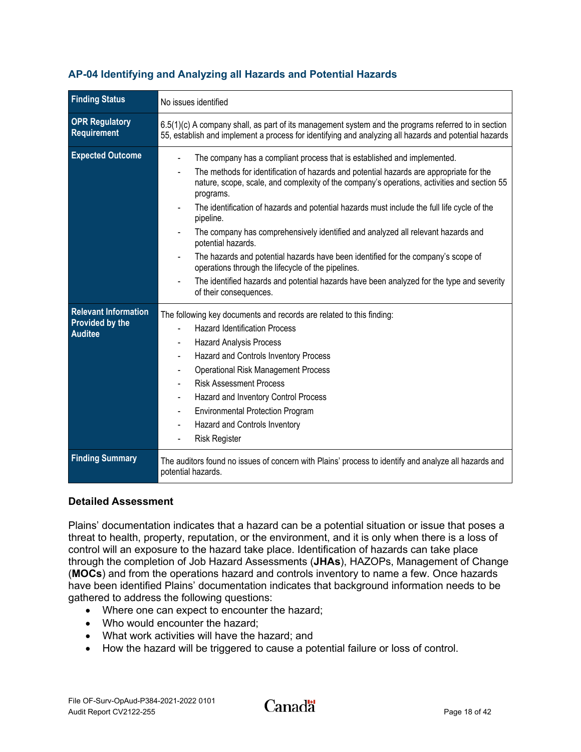### AP-04 Identifying and Analyzing all Hazards and Potential Hazards

| **Finding Status** | No issues identified |
|---|---|
| **OPR Regulatory Requirement** | 6.5(1)(c) A company shall, as part of its management system and the programs referred to in section 55, establish and implement a process for identifying and analyzing all hazards and potential hazards |
| **Expected Outcome** | - The company has a compliant process that is established and implemented.<br>- The methods for identification of hazards and potential hazards are appropriate for the nature, scope, scale, and complexity of the company's operations, activities and section 55 programs.<br>- The identification of hazards and potential hazards must include the full life cycle of the pipeline.<br>- The company has comprehensively identified and analyzed all relevant hazards and potential hazards.<br>- The hazards and potential hazards have been identified for the company's scope of operations through the lifecycle of the pipelines.<br>- The identified hazards and potential hazards have been analyzed for the type and severity of their consequences. |
| **Relevant Information Provided by the Auditee** | The following key documents and records are related to this finding:<br>- Hazard Identification Process<br>- Hazard Analysis Process<br>- Hazard and Controls Inventory Process<br>- Operational Risk Management Process<br>- Risk Assessment Process<br>- Hazard and Inventory Control Process<br>- Environmental Protection Program<br>- Hazard and Controls Inventory<br>- Risk Register |
| **Finding Summary** | The auditors found no issues of concern with Plains' process to identify and analyze all hazards and potential hazards. |

**Detailed Assessment**

Plains' documentation indicates that a hazard can be a potential situation or issue that poses a threat to health, property, reputation, or the environment, and it is only when there is a loss of control will an exposure to the hazard take place. Identification of hazards can take place through the completion of Job Hazard Assessments (**JHAs**), HAZOPs, Management of Change (**MOCs**) and from the operations hazard and controls inventory to name a few. Once hazards have been identified Plains' documentation indicates that background information needs to be gathered to address the following questions:

- Where one can expect to encounter the hazard;
- Who would encounter the hazard;
- What work activities will have the hazard; and
- How the hazard will be triggered to cause a potential failure or loss of control.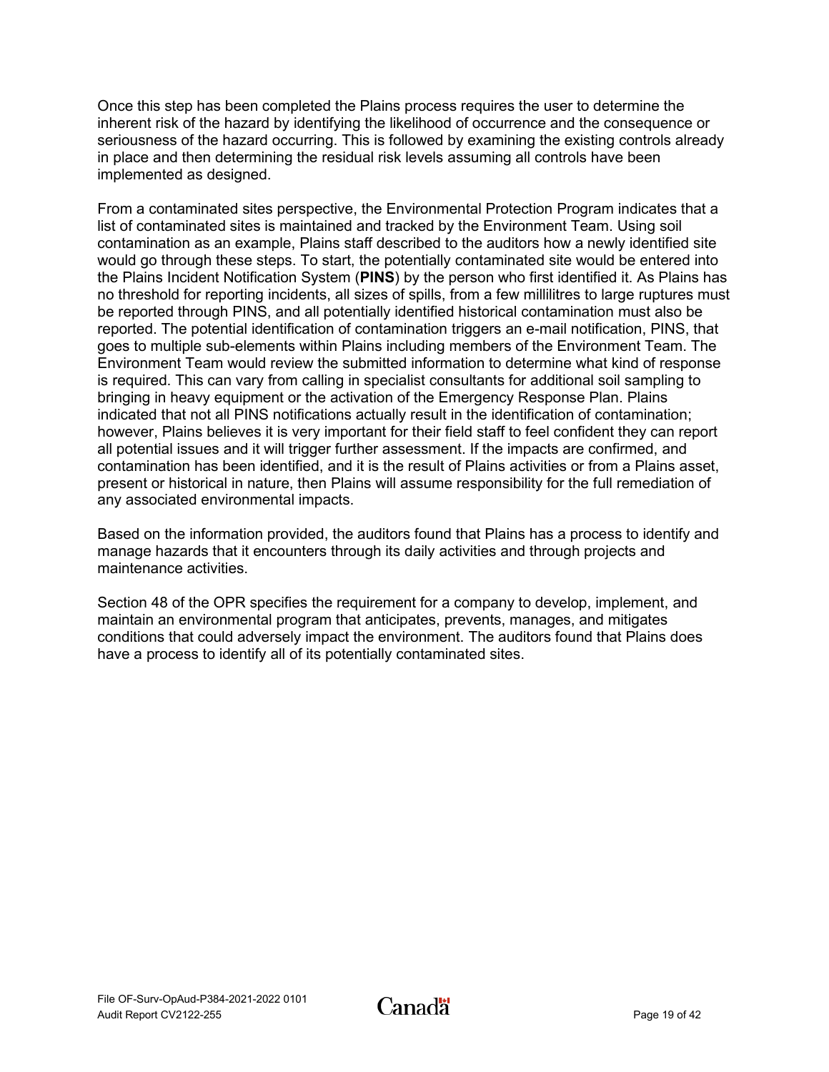Once this step has been completed the Plains process requires the user to determine the inherent risk of the hazard by identifying the likelihood of occurrence and the consequence or seriousness of the hazard occurring. This is followed by examining the existing controls already in place and then determining the residual risk levels assuming all controls have been implemented as designed.

From a contaminated sites perspective, the Environmental Protection Program indicates that a list of contaminated sites is maintained and tracked by the Environment Team. Using soil contamination as an example, Plains staff described to the auditors how a newly identified site would go through these steps. To start, the potentially contaminated site would be entered into the Plains Incident Notification System (**PINS**) by the person who first identified it. As Plains has no threshold for reporting incidents, all sizes of spills, from a few millilitres to large ruptures must be reported through PINS, and all potentially identified historical contamination must also be reported. The potential identification of contamination triggers an e-mail notification, PINS, that goes to multiple sub-elements within Plains including members of the Environment Team. The Environment Team would review the submitted information to determine what kind of response is required. This can vary from calling in specialist consultants for additional soil sampling to bringing in heavy equipment or the activation of the Emergency Response Plan. Plains indicated that not all PINS notifications actually result in the identification of contamination; however, Plains believes it is very important for their field staff to feel confident they can report all potential issues and it will trigger further assessment. If the impacts are confirmed, and contamination has been identified, and it is the result of Plains activities or from a Plains asset, present or historical in nature, then Plains will assume responsibility for the full remediation of any associated environmental impacts.

Based on the information provided, the auditors found that Plains has a process to identify and manage hazards that it encounters through its daily activities and through projects and maintenance activities.

Section 48 of the OPR specifies the requirement for a company to develop, implement, and maintain an environmental program that anticipates, prevents, manages, and mitigates conditions that could adversely impact the environment. The auditors found that Plains does have a process to identify all of its potentially contaminated sites.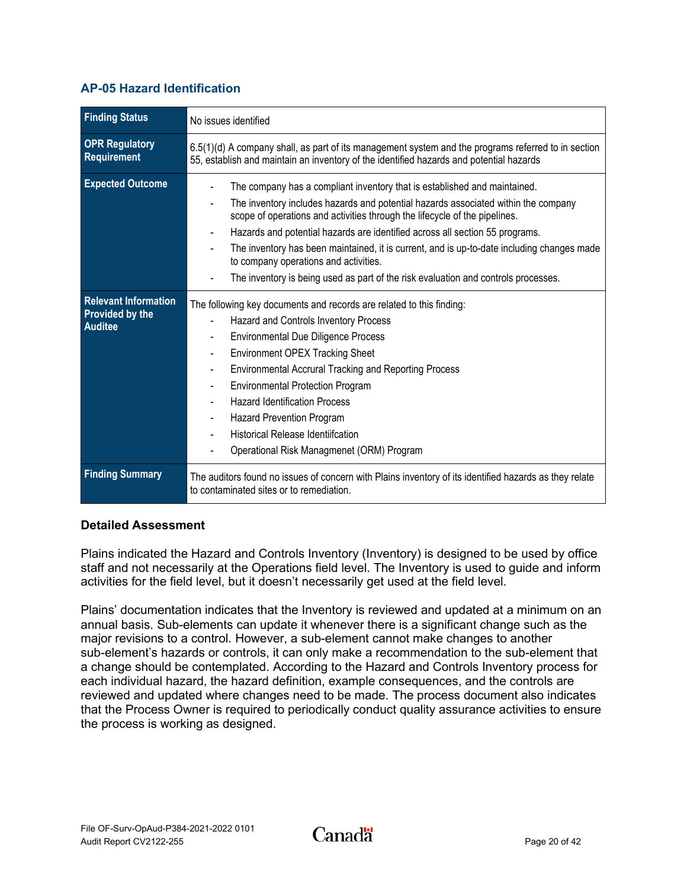### AP-05 Hazard Identification

| Finding Status | No issues identified |
|---|---|
| **OPR Regulatory Requirement** | 6.5(1)(d) A company shall, as part of its management system and the programs referred to in section 55, establish and maintain an inventory of the identified hazards and potential hazards |
| **Expected Outcome** | - The company has a compliant inventory that is established and maintained.<br>- The inventory includes hazards and potential hazards associated within the company scope of operations and activities through the lifecycle of the pipelines.<br>- Hazards and potential hazards are identified across all section 55 programs.<br>- The inventory has been maintained, it is current, and is up-to-date including changes made to company operations and activities.<br>- The inventory is being used as part of the risk evaluation and controls processes. |
| **Relevant Information Provided by the Auditee** | The following key documents and records are related to this finding:<br>- Hazard and Controls Inventory Process<br>- Environmental Due Diligence Process<br>- Environment OPEX Tracking Sheet<br>- Environmental Accrural Tracking and Reporting Process<br>- Environmental Protection Program<br>- Hazard Identification Process<br>- Hazard Prevention Program<br>- Historical Release Identiifcation<br>- Operational Risk Managmenet (ORM) Program |
| **Finding Summary** | The auditors found no issues of concern with Plains inventory of its identified hazards as they relate to contaminated sites or to remediation. |

**Detailed Assessment**

Plains indicated the Hazard and Controls Inventory (Inventory) is designed to be used by office staff and not necessarily at the Operations field level. The Inventory is used to guide and inform activities for the field level, but it doesn't necessarily get used at the field level.

Plains' documentation indicates that the Inventory is reviewed and updated at a minimum on an annual basis. Sub-elements can update it whenever there is a significant change such as the major revisions to a control. However, a sub-element cannot make changes to another sub-element's hazards or controls, it can only make a recommendation to the sub-element that a change should be contemplated. According to the Hazard and Controls Inventory process for each individual hazard, the hazard definition, example consequences, and the controls are reviewed and updated where changes need to be made. The process document also indicates that the Process Owner is required to periodically conduct quality assurance activities to ensure the process is working as designed.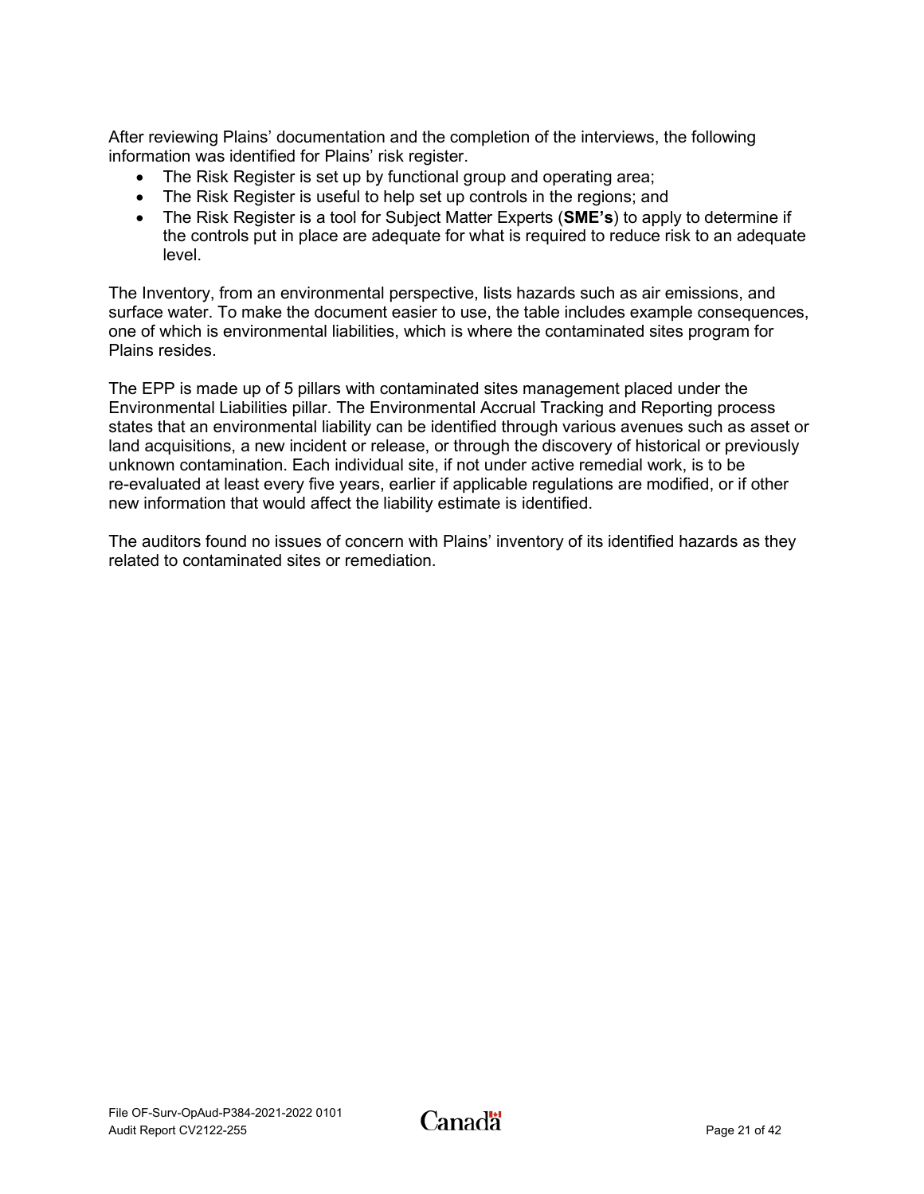After reviewing Plains' documentation and the completion of the interviews, the following information was identified for Plains' risk register.

- The Risk Register is set up by functional group and operating area;
- The Risk Register is useful to help set up controls in the regions; and
- The Risk Register is a tool for Subject Matter Experts (**SME's**) to apply to determine if the controls put in place are adequate for what is required to reduce risk to an adequate level.

The Inventory, from an environmental perspective, lists hazards such as air emissions, and surface water. To make the document easier to use, the table includes example consequences, one of which is environmental liabilities, which is where the contaminated sites program for Plains resides.

The EPP is made up of 5 pillars with contaminated sites management placed under the Environmental Liabilities pillar. The Environmental Accrual Tracking and Reporting process states that an environmental liability can be identified through various avenues such as asset or land acquisitions, a new incident or release, or through the discovery of historical or previously unknown contamination. Each individual site, if not under active remedial work, is to be re-evaluated at least every five years, earlier if applicable regulations are modified, or if other new information that would affect the liability estimate is identified.

The auditors found no issues of concern with Plains' inventory of its identified hazards as they related to contaminated sites or remediation.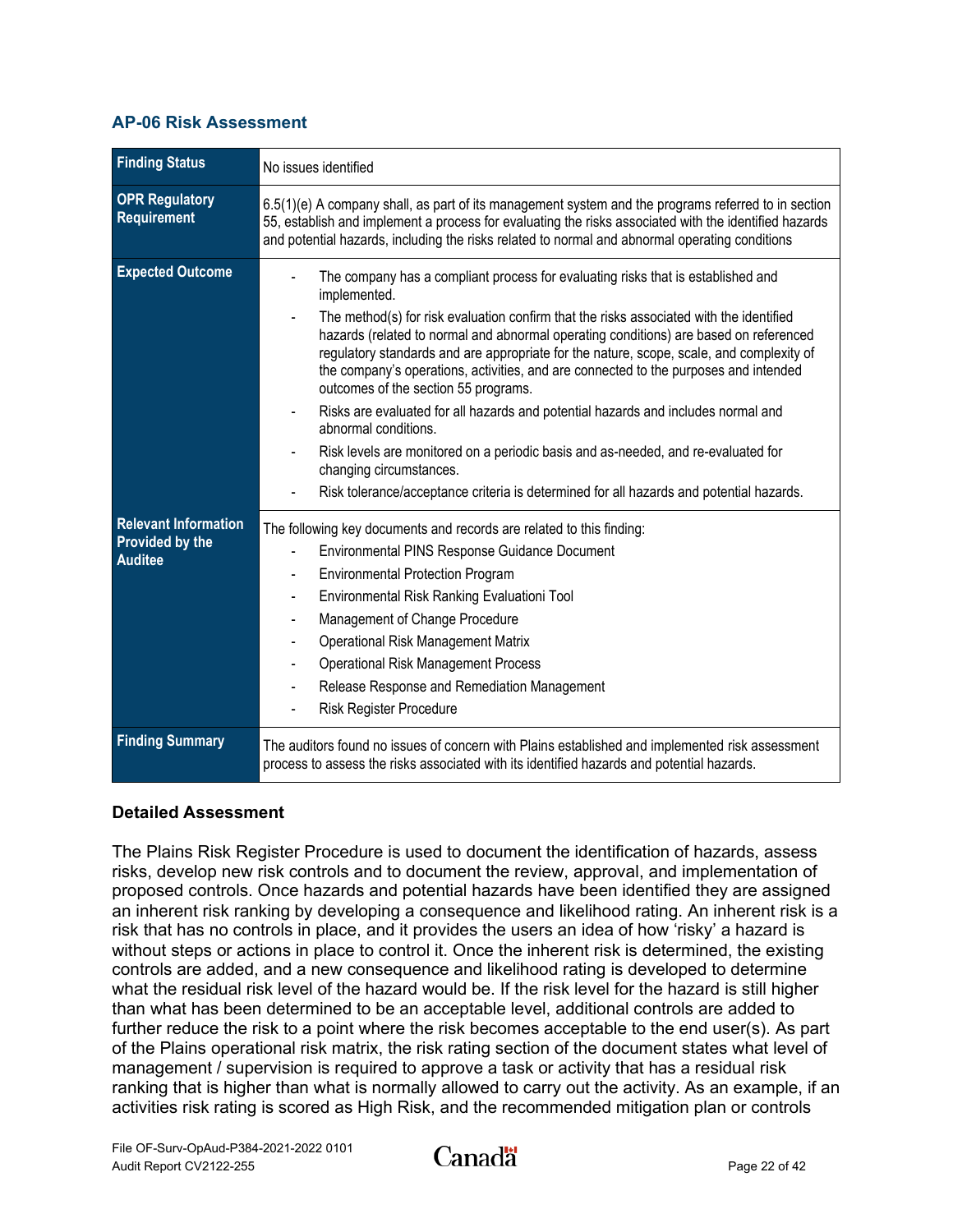### AP-06 Risk Assessment

| | |
|---|---|
| **Finding Status** | No issues identified |
| **OPR Regulatory Requirement** | 6.5(1)(e) A company shall, as part of its management system and the programs referred to in section 55, establish and implement a process for evaluating the risks associated with the identified hazards and potential hazards, including the risks related to normal and abnormal operating conditions |
| **Expected Outcome** | - The company has a compliant process for evaluating risks that is established and implemented.<br>- The method(s) for risk evaluation confirm that the risks associated with the identified hazards (related to normal and abnormal operating conditions) are based on referenced regulatory standards and are appropriate for the nature, scope, scale, and complexity of the company's operations, activities, and are connected to the purposes and intended outcomes of the section 55 programs.<br>- Risks are evaluated for all hazards and potential hazards and includes normal and abnormal conditions.<br>- Risk levels are monitored on a periodic basis and as-needed, and re-evaluated for changing circumstances.<br>- Risk tolerance/acceptance criteria is determined for all hazards and potential hazards. |
| **Relevant Information Provided by the Auditee** | The following key documents and records are related to this finding:<br>- Environmental PINS Response Guidance Document<br>- Environmental Protection Program<br>- Environmental Risk Ranking Evaluationi Tool<br>- Management of Change Procedure<br>- Operational Risk Management Matrix<br>- Operational Risk Management Process<br>- Release Response and Remediation Management<br>- Risk Register Procedure |
| **Finding Summary** | The auditors found no issues of concern with Plains established and implemented risk assessment process to assess the risks associated with its identified hazards and potential hazards. |

**Detailed Assessment**

The Plains Risk Register Procedure is used to document the identification of hazards, assess risks, develop new risk controls and to document the review, approval, and implementation of proposed controls. Once hazards and potential hazards have been identified they are assigned an inherent risk ranking by developing a consequence and likelihood rating. An inherent risk is a risk that has no controls in place, and it provides the users an idea of how 'risky' a hazard is without steps or actions in place to control it. Once the inherent risk is determined, the existing controls are added, and a new consequence and likelihood rating is developed to determine what the residual risk level of the hazard would be. If the risk level for the hazard is still higher than what has been determined to be an acceptable level, additional controls are added to further reduce the risk to a point where the risk becomes acceptable to the end user(s). As part of the Plains operational risk matrix, the risk rating section of the document states what level of management / supervision is required to approve a task or activity that has a residual risk ranking that is higher than what is normally allowed to carry out the activity. As an example, if an activities risk rating is scored as High Risk, and the recommended mitigation plan or controls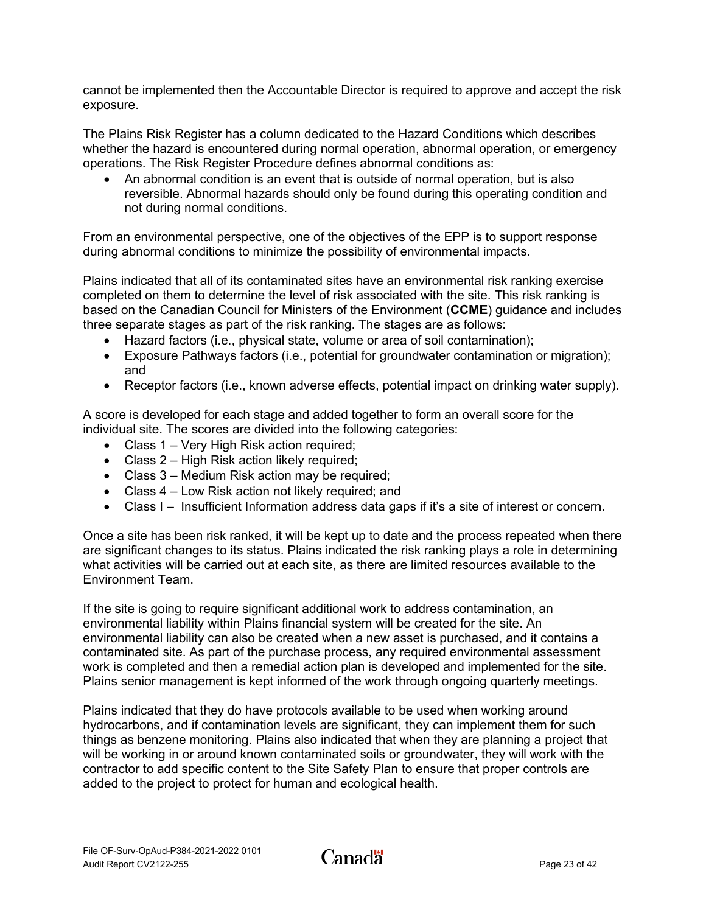cannot be implemented then the Accountable Director is required to approve and accept the risk exposure.

The Plains Risk Register has a column dedicated to the Hazard Conditions which describes whether the hazard is encountered during normal operation, abnormal operation, or emergency operations. The Risk Register Procedure defines abnormal conditions as:

- An abnormal condition is an event that is outside of normal operation, but is also reversible. Abnormal hazards should only be found during this operating condition and not during normal conditions.

From an environmental perspective, one of the objectives of the EPP is to support response during abnormal conditions to minimize the possibility of environmental impacts.

Plains indicated that all of its contaminated sites have an environmental risk ranking exercise completed on them to determine the level of risk associated with the site. This risk ranking is based on the Canadian Council for Ministers of the Environment (**CCME**) guidance and includes three separate stages as part of the risk ranking. The stages are as follows:

- Hazard factors (i.e., physical state, volume or area of soil contamination);
- Exposure Pathways factors (i.e., potential for groundwater contamination or migration); and
- Receptor factors (i.e., known adverse effects, potential impact on drinking water supply).

A score is developed for each stage and added together to form an overall score for the individual site. The scores are divided into the following categories:

- Class 1 – Very High Risk action required;
- Class 2 – High Risk action likely required;
- Class 3 – Medium Risk action may be required;
- Class 4 – Low Risk action not likely required; and
- Class I – Insufficient Information address data gaps if it's a site of interest or concern.

Once a site has been risk ranked, it will be kept up to date and the process repeated when there are significant changes to its status. Plains indicated the risk ranking plays a role in determining what activities will be carried out at each site, as there are limited resources available to the Environment Team.

If the site is going to require significant additional work to address contamination, an environmental liability within Plains financial system will be created for the site. An environmental liability can also be created when a new asset is purchased, and it contains a contaminated site. As part of the purchase process, any required environmental assessment work is completed and then a remedial action plan is developed and implemented for the site. Plains senior management is kept informed of the work through ongoing quarterly meetings.

Plains indicated that they do have protocols available to be used when working around hydrocarbons, and if contamination levels are significant, they can implement them for such things as benzene monitoring. Plains also indicated that when they are planning a project that will be working in or around known contaminated soils or groundwater, they will work with the contractor to add specific content to the Site Safety Plan to ensure that proper controls are added to the project to protect for human and ecological health.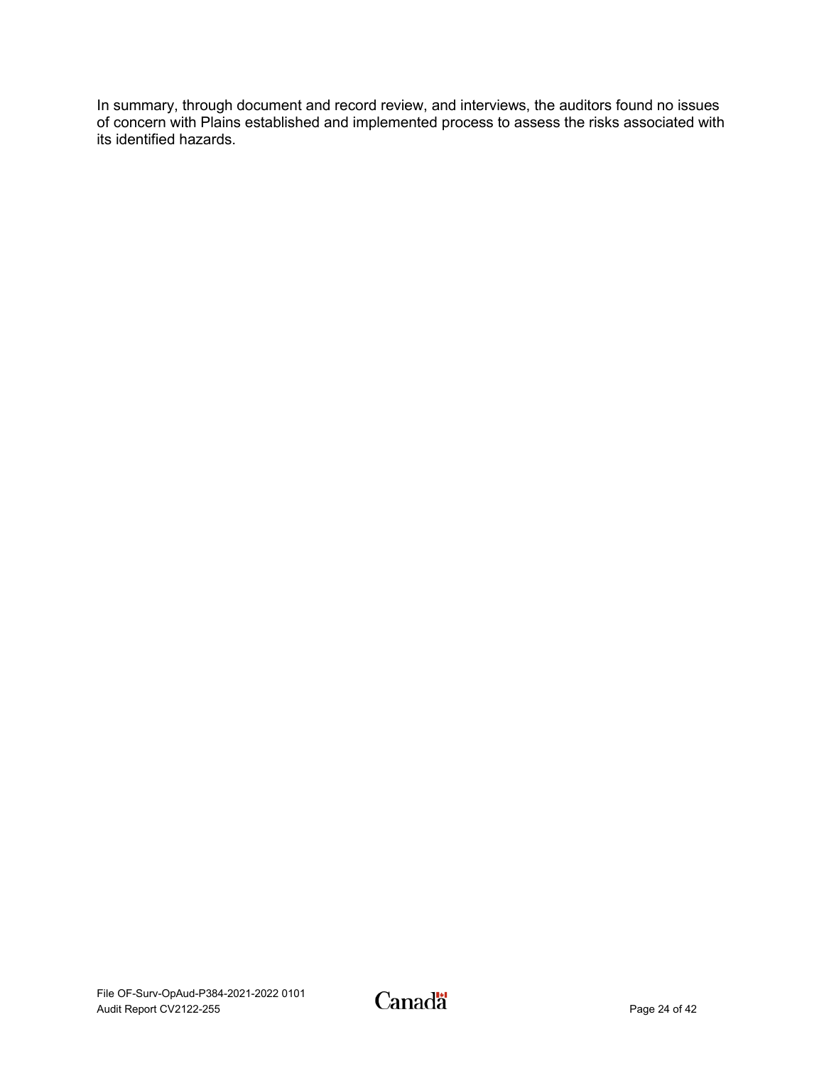In summary, through document and record review, and interviews, the auditors found no issues of concern with Plains established and implemented process to assess the risks associated with its identified hazards.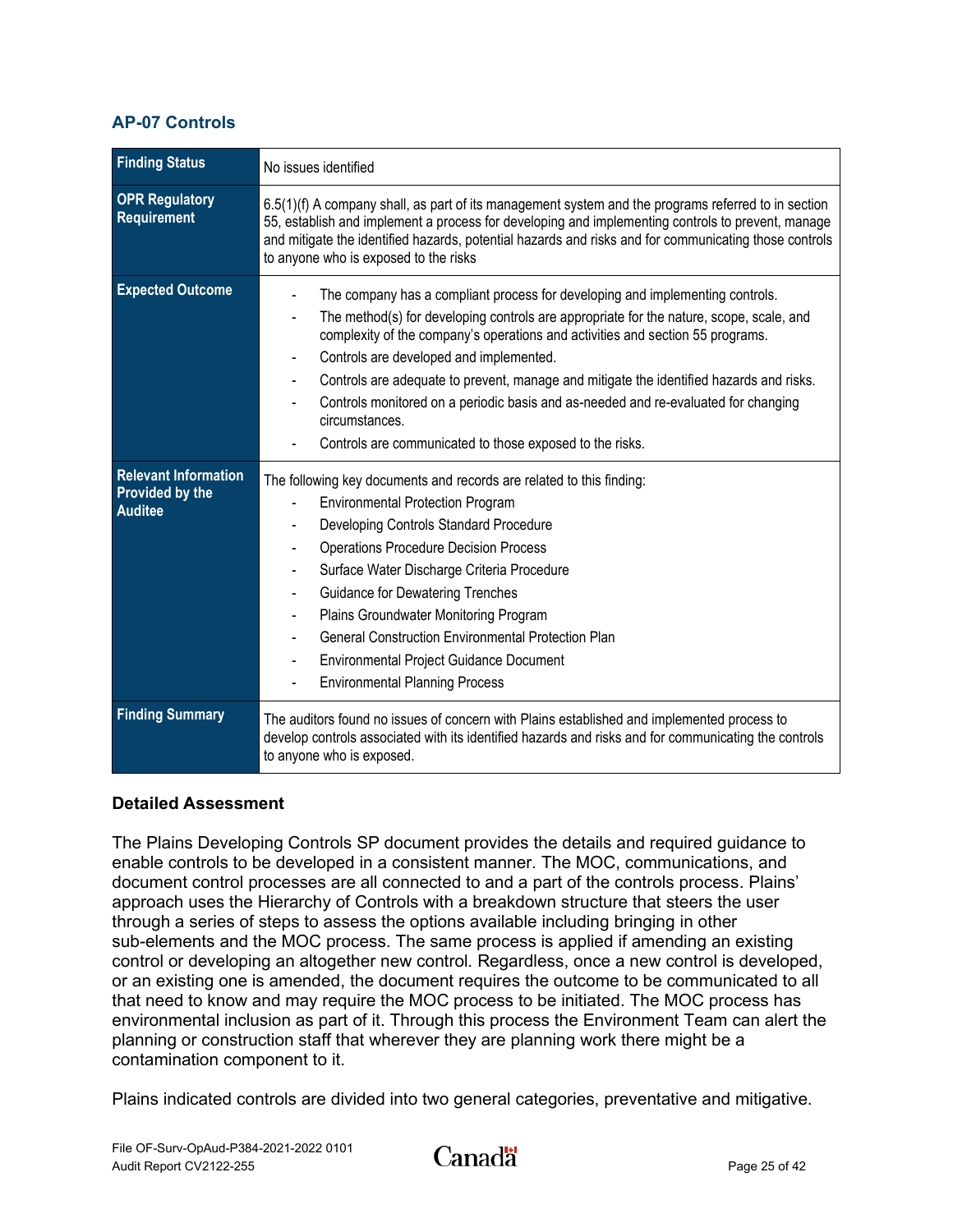## AP-07 Controls

| Finding Status | No issues identified |
|---|---|
| **OPR Regulatory Requirement** | 6.5(1)(f) A company shall, as part of its management system and the programs referred to in section 55, establish and implement a process for developing and implementing controls to prevent, manage and mitigate the identified hazards, potential hazards and risks and for communicating those controls to anyone who is exposed to the risks |
| **Expected Outcome** | - The company has a compliant process for developing and implementing controls.<br>- The method(s) for developing controls are appropriate for the nature, scope, scale, and complexity of the company's operations and activities and section 55 programs.<br>- Controls are developed and implemented.<br>- Controls are adequate to prevent, manage and mitigate the identified hazards and risks.<br>- Controls monitored on a periodic basis and as-needed and re-evaluated for changing circumstances.<br>- Controls are communicated to those exposed to the risks. |
| **Relevant Information Provided by the Auditee** | The following key documents and records are related to this finding:<br>- Environmental Protection Program<br>- Developing Controls Standard Procedure<br>- Operations Procedure Decision Process<br>- Surface Water Discharge Criteria Procedure<br>- Guidance for Dewatering Trenches<br>- Plains Groundwater Monitoring Program<br>- General Construction Environmental Protection Plan<br>- Environmental Project Guidance Document<br>- Environmental Planning Process |
| **Finding Summary** | The auditors found no issues of concern with Plains established and implemented process to develop controls associated with its identified hazards and risks and for communicating the controls to anyone who is exposed. |

### Detailed Assessment

The Plains Developing Controls SP document provides the details and required guidance to enable controls to be developed in a consistent manner. The MOC, communications, and document control processes are all connected to and a part of the controls process. Plains' approach uses the Hierarchy of Controls with a breakdown structure that steers the user through a series of steps to assess the options available including bringing in other sub-elements and the MOC process. The same process is applied if amending an existing control or developing an altogether new control. Regardless, once a new control is developed, or an existing one is amended, the document requires the outcome to be communicated to all that need to know and may require the MOC process to be initiated. The MOC process has environmental inclusion as part of it. Through this process the Environment Team can alert the planning or construction staff that wherever they are planning work there might be a contamination component to it.

Plains indicated controls are divided into two general categories, preventative and mitigative.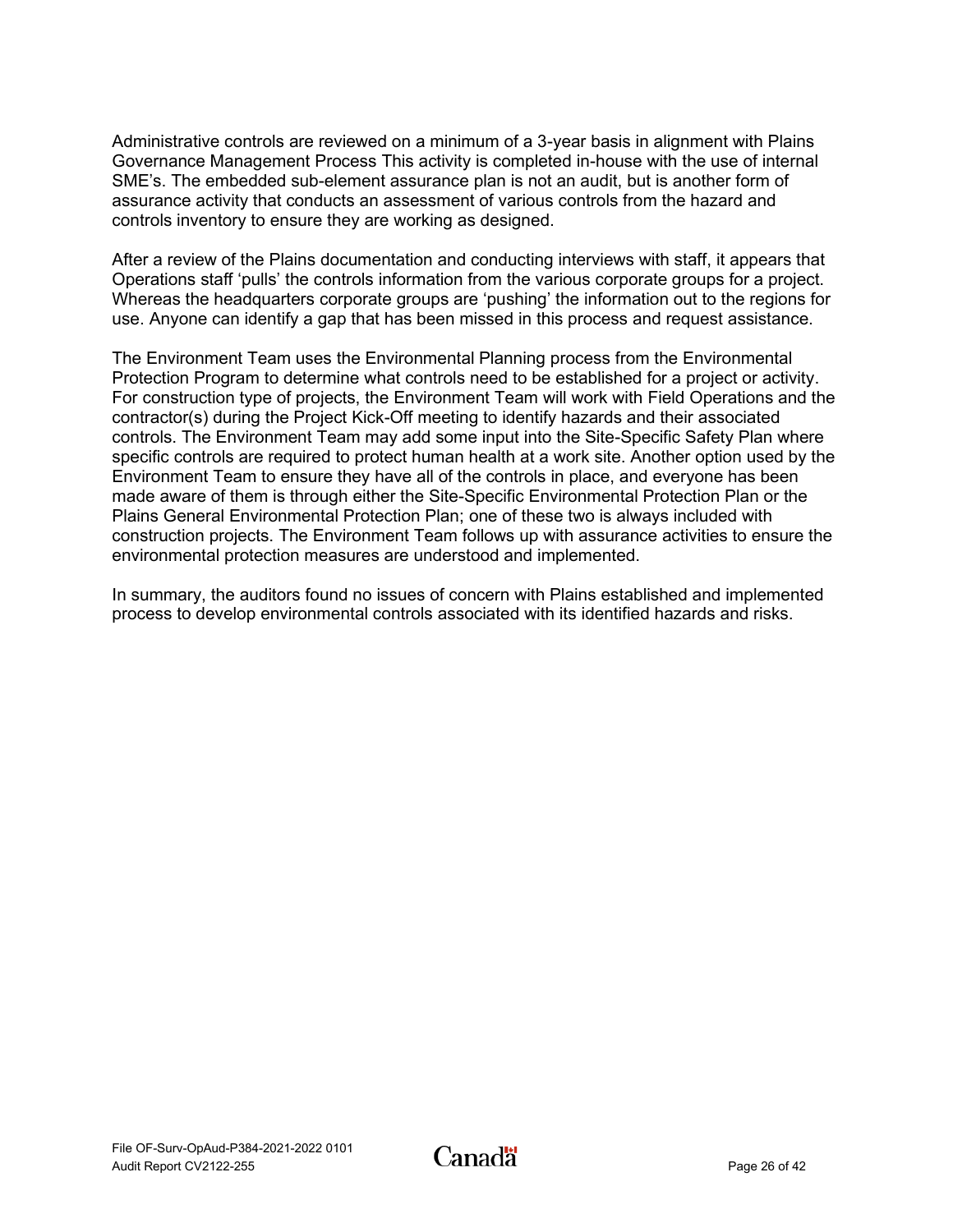Administrative controls are reviewed on a minimum of a 3-year basis in alignment with Plains Governance Management Process This activity is completed in-house with the use of internal SME's. The embedded sub-element assurance plan is not an audit, but is another form of assurance activity that conducts an assessment of various controls from the hazard and controls inventory to ensure they are working as designed.

After a review of the Plains documentation and conducting interviews with staff, it appears that Operations staff 'pulls' the controls information from the various corporate groups for a project. Whereas the headquarters corporate groups are 'pushing' the information out to the regions for use. Anyone can identify a gap that has been missed in this process and request assistance.

The Environment Team uses the Environmental Planning process from the Environmental Protection Program to determine what controls need to be established for a project or activity. For construction type of projects, the Environment Team will work with Field Operations and the contractor(s) during the Project Kick-Off meeting to identify hazards and their associated controls. The Environment Team may add some input into the Site-Specific Safety Plan where specific controls are required to protect human health at a work site. Another option used by the Environment Team to ensure they have all of the controls in place, and everyone has been made aware of them is through either the Site-Specific Environmental Protection Plan or the Plains General Environmental Protection Plan; one of these two is always included with construction projects. The Environment Team follows up with assurance activities to ensure the environmental protection measures are understood and implemented.

In summary, the auditors found no issues of concern with Plains established and implemented process to develop environmental controls associated with its identified hazards and risks.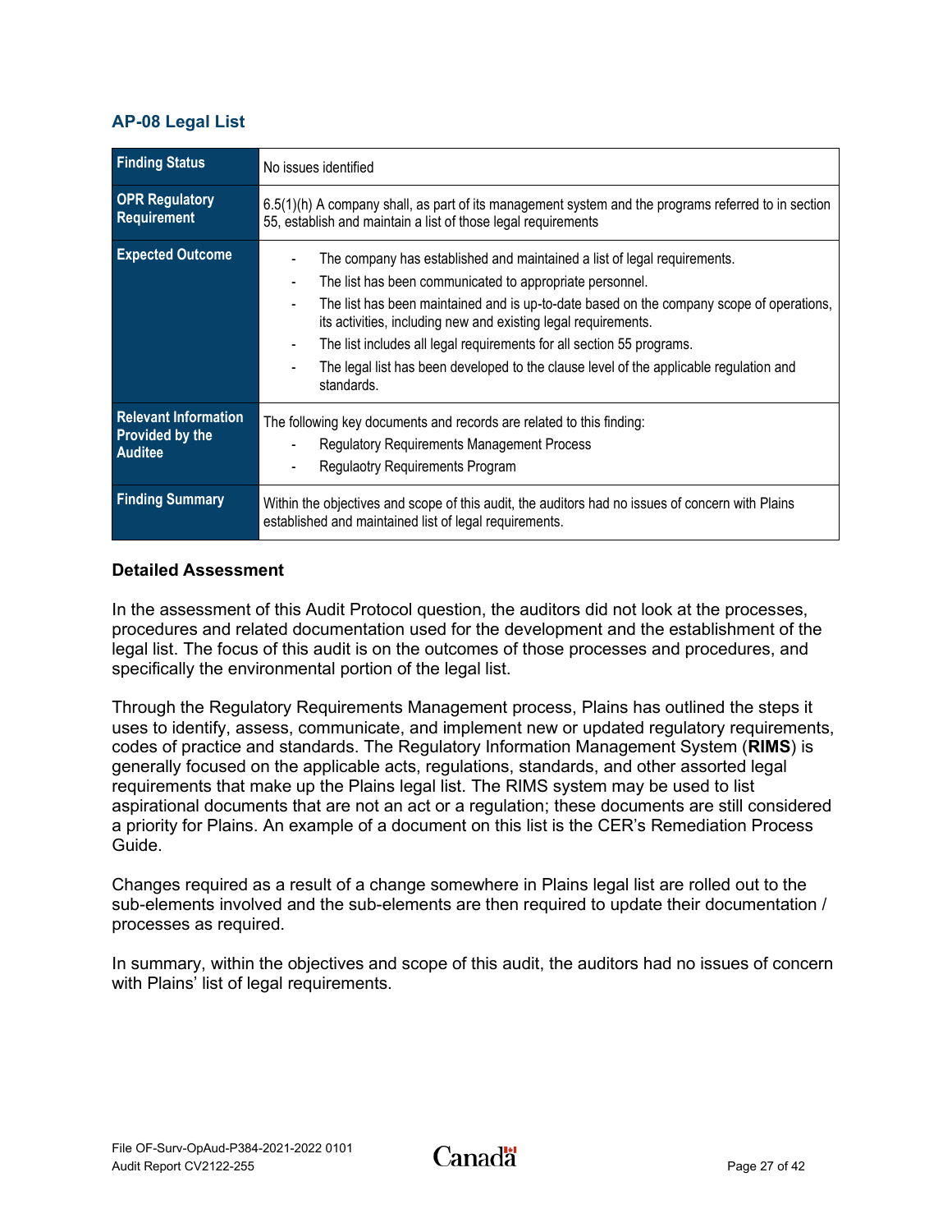### AP-08 Legal List

| Finding Status | No issues identified |
|---|---|
| **OPR Regulatory Requirement** | 6.5(1)(h) A company shall, as part of its management system and the programs referred to in section 55, establish and maintain a list of those legal requirements |
| **Expected Outcome** | - The company has established and maintained a list of legal requirements.<br>- The list has been communicated to appropriate personnel.<br>- The list has been maintained and is up-to-date based on the company scope of operations, its activities, including new and existing legal requirements.<br>- The list includes all legal requirements for all section 55 programs.<br>- The legal list has been developed to the clause level of the applicable regulation and standards. |
| **Relevant Information Provided by the Auditee** | The following key documents and records are related to this finding:<br>- Regulatory Requirements Management Process<br>- Regulaotry Requirements Program |
| **Finding Summary** | Within the objectives and scope of this audit, the auditors had no issues of concern with Plains established and maintained list of legal requirements. |

**Detailed Assessment**

In the assessment of this Audit Protocol question, the auditors did not look at the processes, procedures and related documentation used for the development and the establishment of the legal list. The focus of this audit is on the outcomes of those processes and procedures, and specifically the environmental portion of the legal list.

Through the Regulatory Requirements Management process, Plains has outlined the steps it uses to identify, assess, communicate, and implement new or updated regulatory requirements, codes of practice and standards. The Regulatory Information Management System (**RIMS**) is generally focused on the applicable acts, regulations, standards, and other assorted legal requirements that make up the Plains legal list. The RIMS system may be used to list aspirational documents that are not an act or a regulation; these documents are still considered a priority for Plains. An example of a document on this list is the CER's Remediation Process Guide.

Changes required as a result of a change somewhere in Plains legal list are rolled out to the sub-elements involved and the sub-elements are then required to update their documentation / processes as required.

In summary, within the objectives and scope of this audit, the auditors had no issues of concern with Plains' list of legal requirements.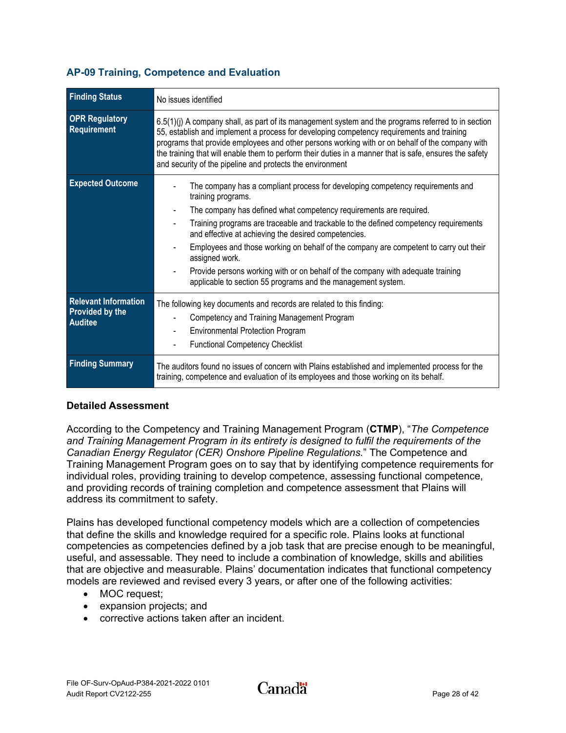### AP-09 Training, Competence and Evaluation

| Finding Status | No issues identified |
|---|---|
| **OPR Regulatory Requirement** | 6.5(1)(j) A company shall, as part of its management system and the programs referred to in section 55, establish and implement a process for developing competency requirements and training programs that provide employees and other persons working with or on behalf of the company with the training that will enable them to perform their duties in a manner that is safe, ensures the safety and security of the pipeline and protects the environment |
| **Expected Outcome** | - The company has a compliant process for developing competency requirements and training programs.<br>- The company has defined what competency requirements are required.<br>- Training programs are traceable and trackable to the defined competency requirements and effective at achieving the desired competencies.<br>- Employees and those working on behalf of the company are competent to carry out their assigned work.<br>- Provide persons working with or on behalf of the company with adequate training applicable to section 55 programs and the management system. |
| **Relevant Information Provided by the Auditee** | The following key documents and records are related to this finding:<br>- Competency and Training Management Program<br>- Environmental Protection Program<br>- Functional Competency Checklist |
| **Finding Summary** | The auditors found no issues of concern with Plains established and implemented process for the training, competence and evaluation of its employees and those working on its behalf. |

#### Detailed Assessment

According to the Competency and Training Management Program (**CTMP**), "*The Competence and Training Management Program in its entirety is designed to fulfil the requirements of the Canadian Energy Regulator (CER) Onshore Pipeline Regulations.*" The Competence and Training Management Program goes on to say that by identifying competence requirements for individual roles, providing training to develop competence, assessing functional competence, and providing records of training completion and competence assessment that Plains will address its commitment to safety.

Plains has developed functional competency models which are a collection of competencies that define the skills and knowledge required for a specific role. Plains looks at functional competencies as competencies defined by a job task that are precise enough to be meaningful, useful, and assessable. They need to include a combination of knowledge, skills and abilities that are objective and measurable. Plains' documentation indicates that functional competency models are reviewed and revised every 3 years, or after one of the following activities:

- MOC request;
- expansion projects; and
- corrective actions taken after an incident.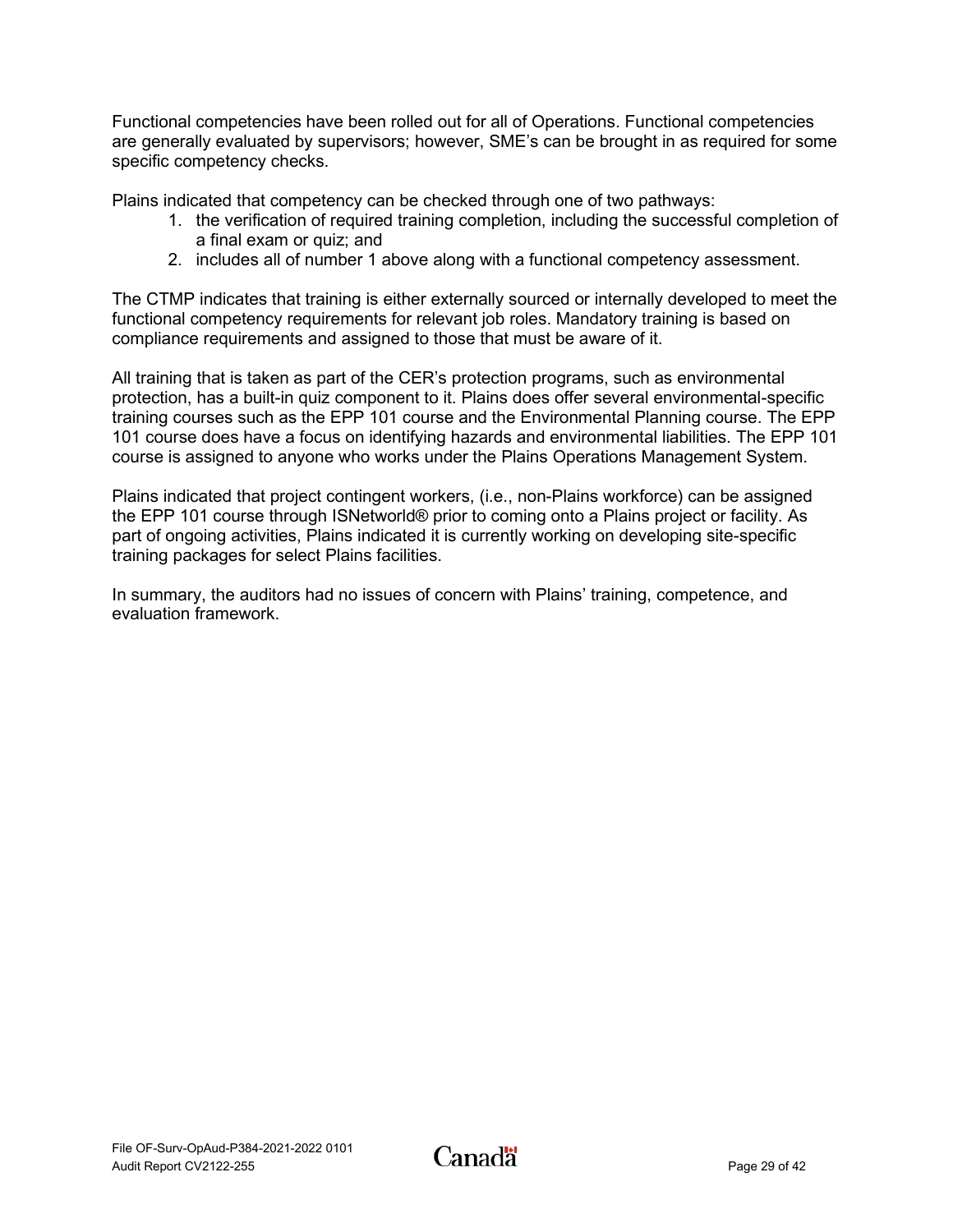Functional competencies have been rolled out for all of Operations. Functional competencies are generally evaluated by supervisors; however, SME's can be brought in as required for some specific competency checks.

Plains indicated that competency can be checked through one of two pathways:

1. the verification of required training completion, including the successful completion of a final exam or quiz; and
2. includes all of number 1 above along with a functional competency assessment.

The CTMP indicates that training is either externally sourced or internally developed to meet the functional competency requirements for relevant job roles. Mandatory training is based on compliance requirements and assigned to those that must be aware of it.

All training that is taken as part of the CER's protection programs, such as environmental protection, has a built-in quiz component to it. Plains does offer several environmental-specific training courses such as the EPP 101 course and the Environmental Planning course. The EPP 101 course does have a focus on identifying hazards and environmental liabilities. The EPP 101 course is assigned to anyone who works under the Plains Operations Management System.

Plains indicated that project contingent workers, (i.e., non-Plains workforce) can be assigned the EPP 101 course through ISNetworld® prior to coming onto a Plains project or facility. As part of ongoing activities, Plains indicated it is currently working on developing site-specific training packages for select Plains facilities.

In summary, the auditors had no issues of concern with Plains' training, competence, and evaluation framework.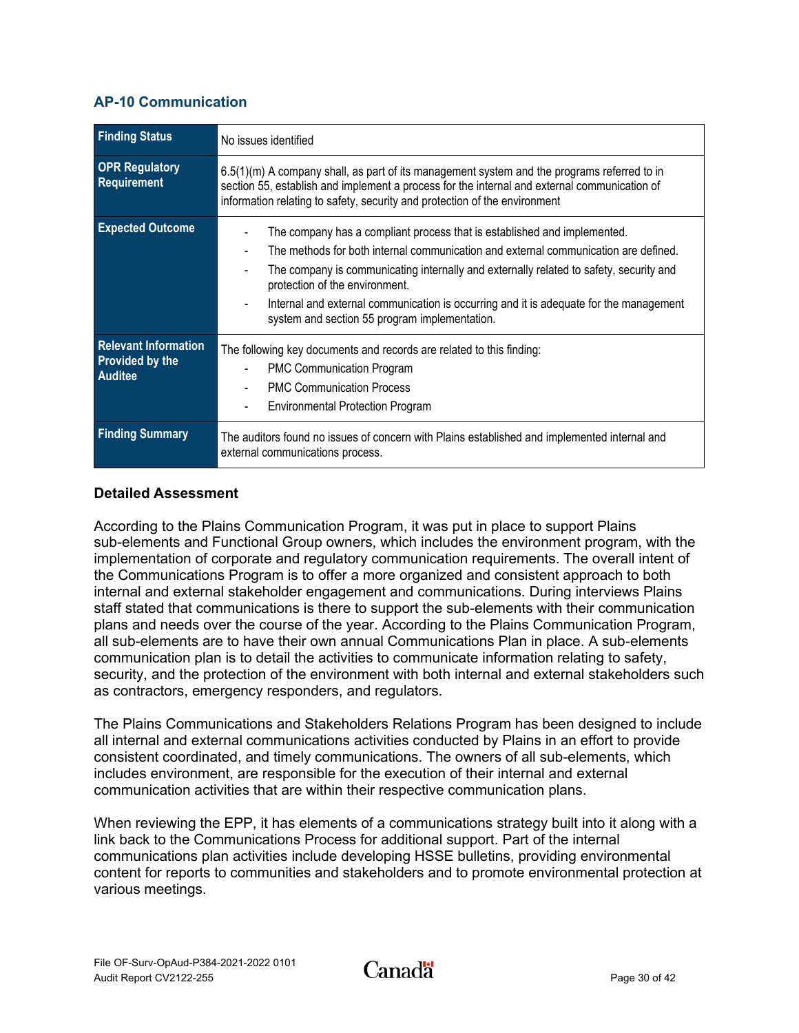### AP-10 Communication

| Finding Status | No issues identified |
|---|---|
| OPR Regulatory Requirement | 6.5(1)(m) A company shall, as part of its management system and the programs referred to in section 55, establish and implement a process for the internal and external communication of information relating to safety, security and protection of the environment |
| Expected Outcome | - The company has a compliant process that is established and implemented.<br>- The methods for both internal communication and external communication are defined.<br>- The company is communicating internally and externally related to safety, security and protection of the environment.<br>- Internal and external communication is occurring and it is adequate for the management system and section 55 program implementation. |
| Relevant Information Provided by the Auditee | The following key documents and records are related to this finding:<br>- PMC Communication Program<br>- PMC Communication Process<br>- Environmental Protection Program |
| Finding Summary | The auditors found no issues of concern with Plains established and implemented internal and external communications process. |

**Detailed Assessment**

According to the Plains Communication Program, it was put in place to support Plains sub-elements and Functional Group owners, which includes the environment program, with the implementation of corporate and regulatory communication requirements. The overall intent of the Communications Program is to offer a more organized and consistent approach to both internal and external stakeholder engagement and communications. During interviews Plains staff stated that communications is there to support the sub-elements with their communication plans and needs over the course of the year. According to the Plains Communication Program, all sub-elements are to have their own annual Communications Plan in place. A sub-elements communication plan is to detail the activities to communicate information relating to safety, security, and the protection of the environment with both internal and external stakeholders such as contractors, emergency responders, and regulators.

The Plains Communications and Stakeholders Relations Program has been designed to include all internal and external communications activities conducted by Plains in an effort to provide consistent coordinated, and timely communications. The owners of all sub-elements, which includes environment, are responsible for the execution of their internal and external communication activities that are within their respective communication plans.

When reviewing the EPP, it has elements of a communications strategy built into it along with a link back to the Communications Process for additional support. Part of the internal communications plan activities include developing HSSE bulletins, providing environmental content for reports to communities and stakeholders and to promote environmental protection at various meetings.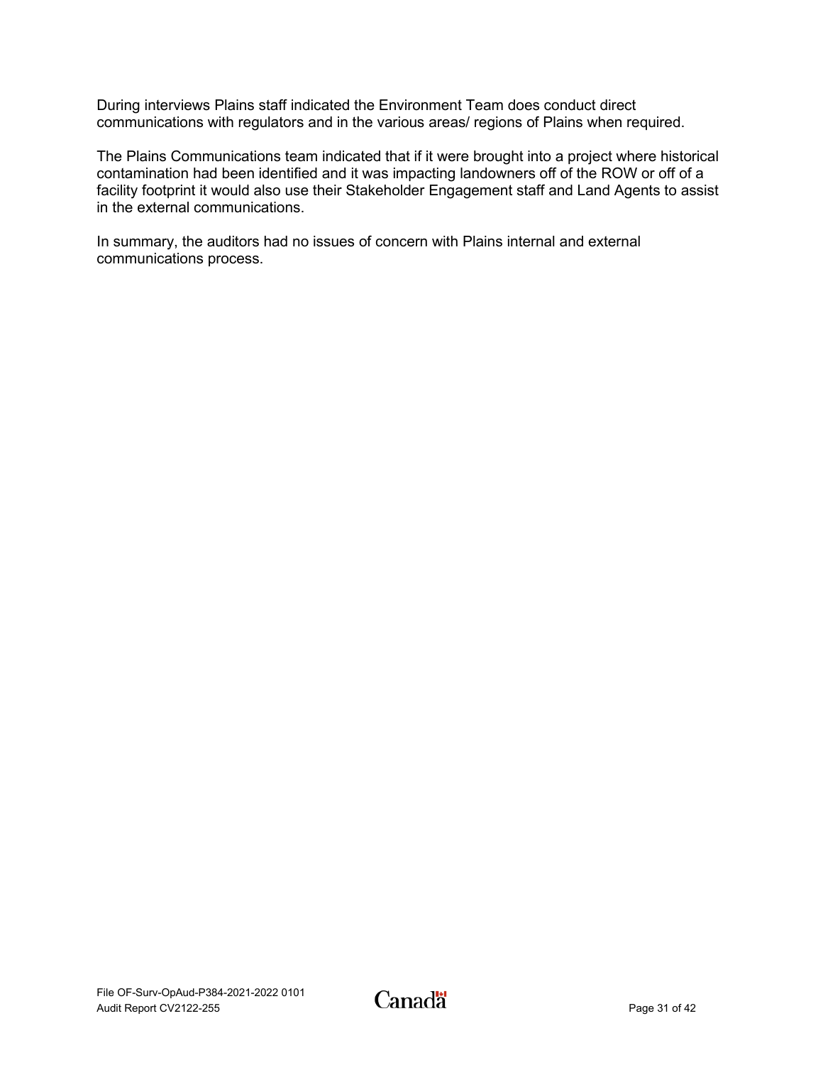During interviews Plains staff indicated the Environment Team does conduct direct communications with regulators and in the various areas/ regions of Plains when required.

The Plains Communications team indicated that if it were brought into a project where historical contamination had been identified and it was impacting landowners off of the ROW or off of a facility footprint it would also use their Stakeholder Engagement staff and Land Agents to assist in the external communications.

In summary, the auditors had no issues of concern with Plains internal and external communications process.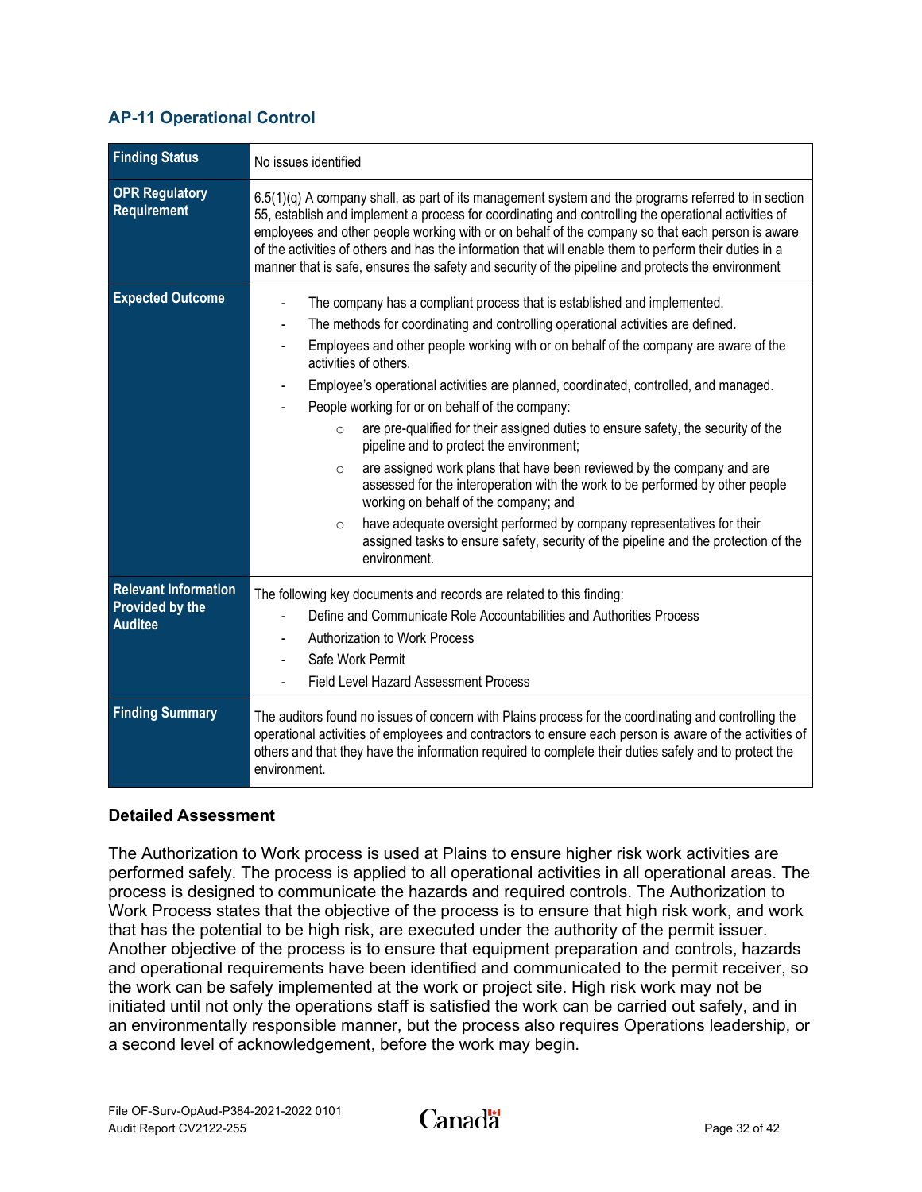### AP-11 Operational Control

| Finding Status | No issues identified |
|---|---|
| **OPR Regulatory Requirement** | 6.5(1)(q) A company shall, as part of its management system and the programs referred to in section 55, establish and implement a process for coordinating and controlling the operational activities of employees and other people working with or on behalf of the company so that each person is aware of the activities of others and has the information that will enable them to perform their duties in a manner that is safe, ensures the safety and security of the pipeline and protects the environment |
| **Expected Outcome** | - The company has a compliant process that is established and implemented.<br>- The methods for coordinating and controlling operational activities are defined.<br>- Employees and other people working with or on behalf of the company are aware of the activities of others.<br>- Employee's operational activities are planned, coordinated, controlled, and managed.<br>- People working for or on behalf of the company:<br>&nbsp;&nbsp;&nbsp;&nbsp;○ are pre-qualified for their assigned duties to ensure safety, the security of the pipeline and to protect the environment;<br>&nbsp;&nbsp;&nbsp;&nbsp;○ are assigned work plans that have been reviewed by the company and are assessed for the interoperation with the work to be performed by other people working on behalf of the company; and<br>&nbsp;&nbsp;&nbsp;&nbsp;○ have adequate oversight performed by company representatives for their assigned tasks to ensure safety, security of the pipeline and the protection of the environment. |
| **Relevant Information Provided by the Auditee** | The following key documents and records are related to this finding:<br>- Define and Communicate Role Accountabilities and Authorities Process<br>- Authorization to Work Process<br>- Safe Work Permit<br>- Field Level Hazard Assessment Process |
| **Finding Summary** | The auditors found no issues of concern with Plains process for the coordinating and controlling the operational activities of employees and contractors to ensure each person is aware of the activities of others and that they have the information required to complete their duties safely and to protect the environment. |

**Detailed Assessment**

The Authorization to Work process is used at Plains to ensure higher risk work activities are performed safely. The process is applied to all operational activities in all operational areas. The process is designed to communicate the hazards and required controls. The Authorization to Work Process states that the objective of the process is to ensure that high risk work, and work that has the potential to be high risk, are executed under the authority of the permit issuer. Another objective of the process is to ensure that equipment preparation and controls, hazards and operational requirements have been identified and communicated to the permit receiver, so the work can be safely implemented at the work or project site. High risk work may not be initiated until not only the operations staff is satisfied the work can be carried out safely, and in an environmentally responsible manner, but the process also requires Operations leadership, or a second level of acknowledgement, before the work may begin.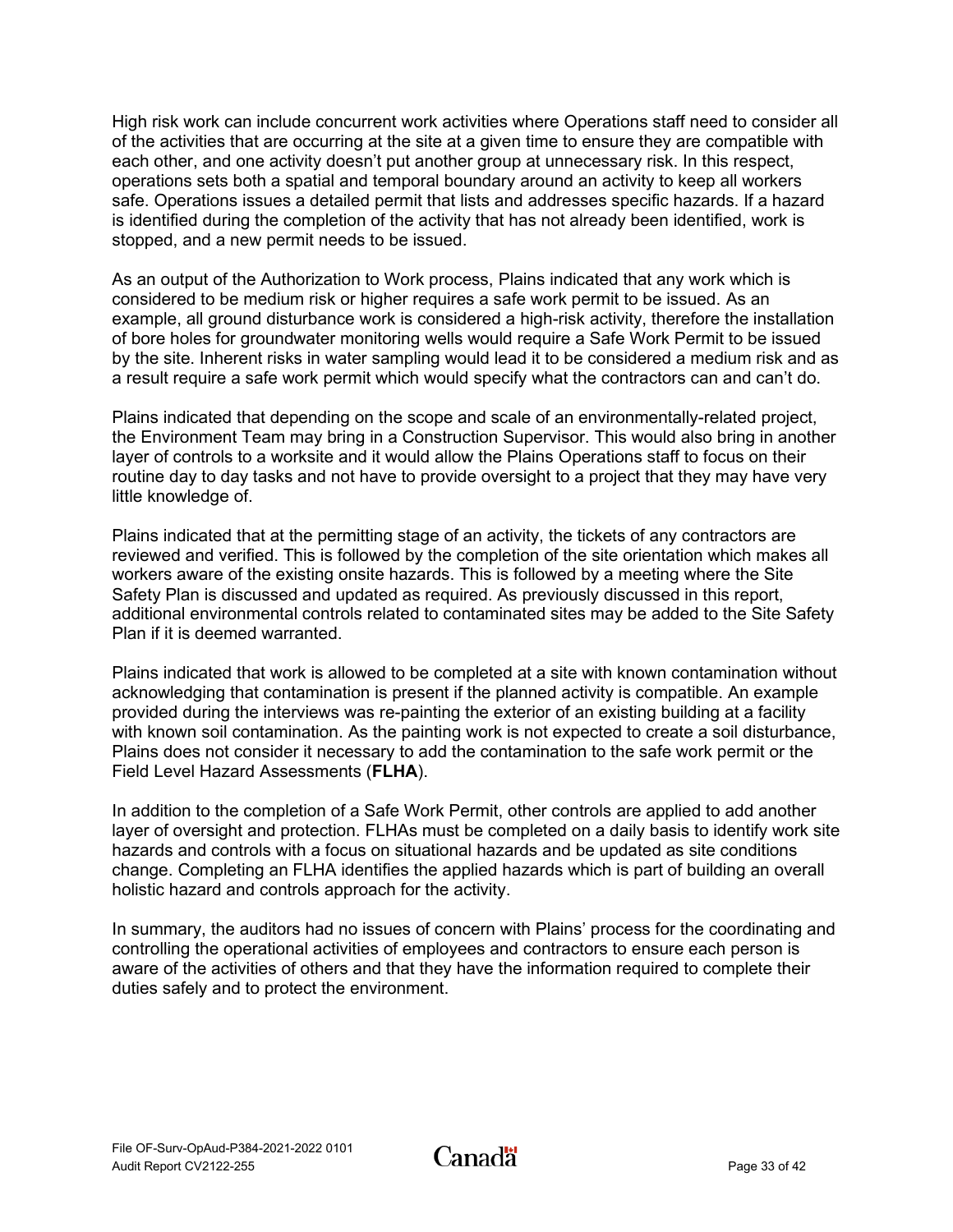High risk work can include concurrent work activities where Operations staff need to consider all of the activities that are occurring at the site at a given time to ensure they are compatible with each other, and one activity doesn't put another group at unnecessary risk. In this respect, operations sets both a spatial and temporal boundary around an activity to keep all workers safe. Operations issues a detailed permit that lists and addresses specific hazards. If a hazard is identified during the completion of the activity that has not already been identified, work is stopped, and a new permit needs to be issued.

As an output of the Authorization to Work process, Plains indicated that any work which is considered to be medium risk or higher requires a safe work permit to be issued. As an example, all ground disturbance work is considered a high-risk activity, therefore the installation of bore holes for groundwater monitoring wells would require a Safe Work Permit to be issued by the site. Inherent risks in water sampling would lead it to be considered a medium risk and as a result require a safe work permit which would specify what the contractors can and can't do.

Plains indicated that depending on the scope and scale of an environmentally-related project, the Environment Team may bring in a Construction Supervisor. This would also bring in another layer of controls to a worksite and it would allow the Plains Operations staff to focus on their routine day to day tasks and not have to provide oversight to a project that they may have very little knowledge of.

Plains indicated that at the permitting stage of an activity, the tickets of any contractors are reviewed and verified. This is followed by the completion of the site orientation which makes all workers aware of the existing onsite hazards. This is followed by a meeting where the Site Safety Plan is discussed and updated as required. As previously discussed in this report, additional environmental controls related to contaminated sites may be added to the Site Safety Plan if it is deemed warranted.

Plains indicated that work is allowed to be completed at a site with known contamination without acknowledging that contamination is present if the planned activity is compatible. An example provided during the interviews was re-painting the exterior of an existing building at a facility with known soil contamination. As the painting work is not expected to create a soil disturbance, Plains does not consider it necessary to add the contamination to the safe work permit or the Field Level Hazard Assessments (**FLHA**).

In addition to the completion of a Safe Work Permit, other controls are applied to add another layer of oversight and protection. FLHAs must be completed on a daily basis to identify work site hazards and controls with a focus on situational hazards and be updated as site conditions change. Completing an FLHA identifies the applied hazards which is part of building an overall holistic hazard and controls approach for the activity.

In summary, the auditors had no issues of concern with Plains' process for the coordinating and controlling the operational activities of employees and contractors to ensure each person is aware of the activities of others and that they have the information required to complete their duties safely and to protect the environment.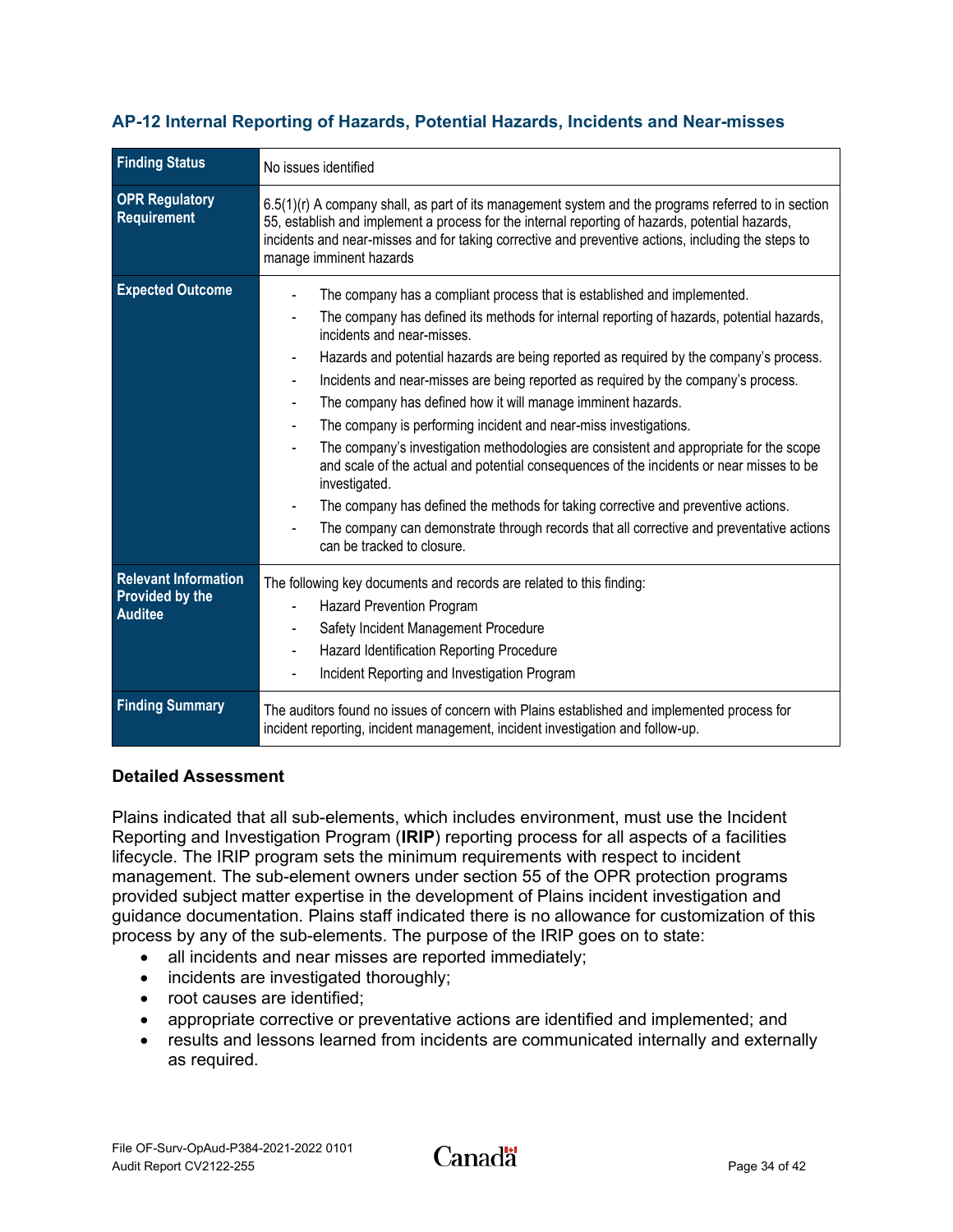### AP-12 Internal Reporting of Hazards, Potential Hazards, Incidents and Near-misses

| **Finding Status** | No issues identified |
|---|---|
| **OPR Regulatory Requirement** | 6.5(1)(r) A company shall, as part of its management system and the programs referred to in section 55, establish and implement a process for the internal reporting of hazards, potential hazards, incidents and near-misses and for taking corrective and preventive actions, including the steps to manage imminent hazards |
| **Expected Outcome** | - The company has a compliant process that is established and implemented.<br>- The company has defined its methods for internal reporting of hazards, potential hazards, incidents and near-misses.<br>- Hazards and potential hazards are being reported as required by the company's process.<br>- Incidents and near-misses are being reported as required by the company's process.<br>- The company has defined how it will manage imminent hazards.<br>- The company is performing incident and near-miss investigations.<br>- The company's investigation methodologies are consistent and appropriate for the scope and scale of the actual and potential consequences of the incidents or near misses to be investigated.<br>- The company has defined the methods for taking corrective and preventive actions.<br>- The company can demonstrate through records that all corrective and preventative actions can be tracked to closure. |
| **Relevant Information Provided by the Auditee** | The following key documents and records are related to this finding:<br>- Hazard Prevention Program<br>- Safety Incident Management Procedure<br>- Hazard Identification Reporting Procedure<br>- Incident Reporting and Investigation Program |
| **Finding Summary** | The auditors found no issues of concern with Plains established and implemented process for incident reporting, incident management, incident investigation and follow-up. |

**Detailed Assessment**

Plains indicated that all sub-elements, which includes environment, must use the Incident Reporting and Investigation Program (**IRIP**) reporting process for all aspects of a facilities lifecycle. The IRIP program sets the minimum requirements with respect to incident management. The sub-element owners under section 55 of the OPR protection programs provided subject matter expertise in the development of Plains incident investigation and guidance documentation. Plains staff indicated there is no allowance for customization of this process by any of the sub-elements. The purpose of the IRIP goes on to state:

- all incidents and near misses are reported immediately;
- incidents are investigated thoroughly;
- root causes are identified;
- appropriate corrective or preventative actions are identified and implemented; and
- results and lessons learned from incidents are communicated internally and externally as required.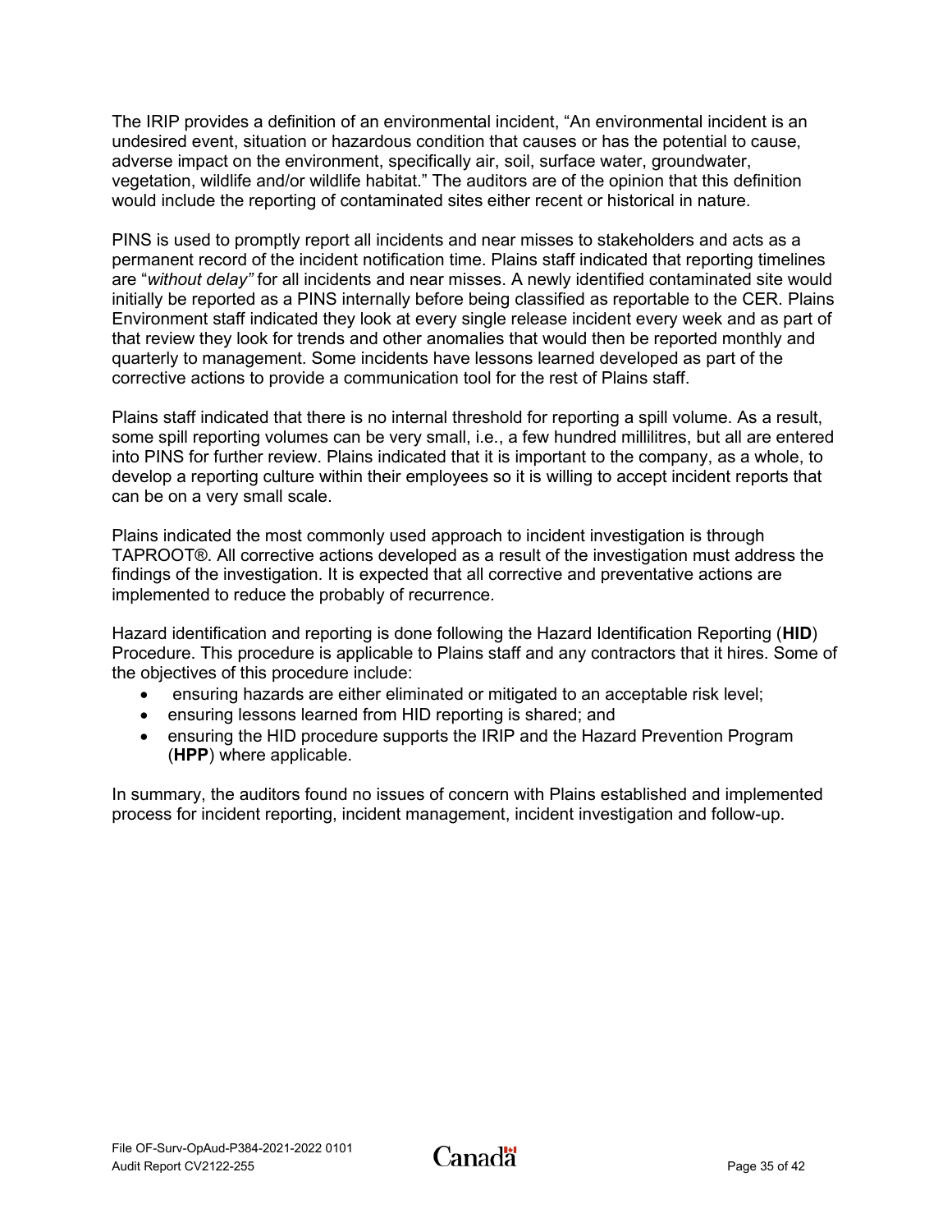The IRIP provides a definition of an environmental incident, “An environmental incident is an undesired event, situation or hazardous condition that causes or has the potential to cause, adverse impact on the environment, specifically air, soil, surface water, groundwater, vegetation, wildlife and/or wildlife habitat.” The auditors are of the opinion that this definition would include the reporting of contaminated sites either recent or historical in nature.

PINS is used to promptly report all incidents and near misses to stakeholders and acts as a permanent record of the incident notification time. Plains staff indicated that reporting timelines are “*without delay”* for all incidents and near misses. A newly identified contaminated site would initially be reported as a PINS internally before being classified as reportable to the CER. Plains Environment staff indicated they look at every single release incident every week and as part of that review they look for trends and other anomalies that would then be reported monthly and quarterly to management. Some incidents have lessons learned developed as part of the corrective actions to provide a communication tool for the rest of Plains staff.

Plains staff indicated that there is no internal threshold for reporting a spill volume. As a result, some spill reporting volumes can be very small, i.e., a few hundred millilitres, but all are entered into PINS for further review. Plains indicated that it is important to the company, as a whole, to develop a reporting culture within their employees so it is willing to accept incident reports that can be on a very small scale.

Plains indicated the most commonly used approach to incident investigation is through TAPROOT®. All corrective actions developed as a result of the investigation must address the findings of the investigation. It is expected that all corrective and preventative actions are implemented to reduce the probably of recurrence.

Hazard identification and reporting is done following the Hazard Identification Reporting (**HID**) Procedure. This procedure is applicable to Plains staff and any contractors that it hires. Some of the objectives of this procedure include:

- ensuring hazards are either eliminated or mitigated to an acceptable risk level;
- ensuring lessons learned from HID reporting is shared; and
- ensuring the HID procedure supports the IRIP and the Hazard Prevention Program (**HPP**) where applicable.

In summary, the auditors found no issues of concern with Plains established and implemented process for incident reporting, incident management, incident investigation and follow-up.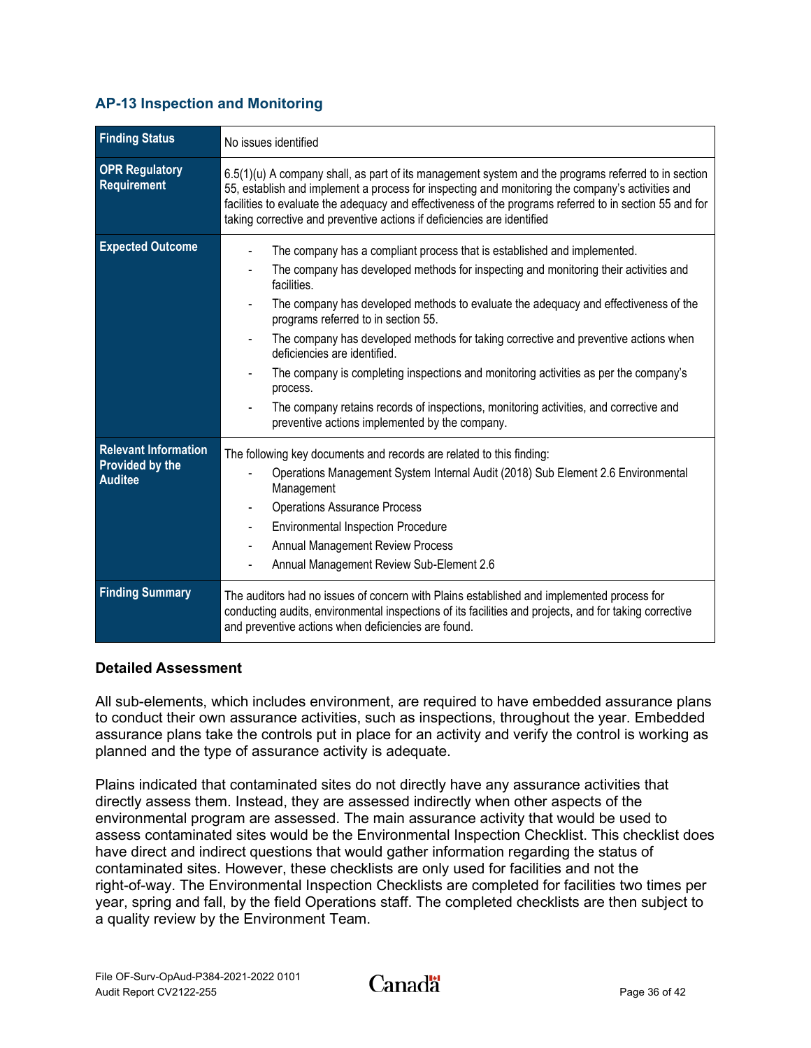### AP-13 Inspection and Monitoring

| | |
|---|---|
| **Finding Status** | No issues identified |
| **OPR Regulatory Requirement** | 6.5(1)(u) A company shall, as part of its management system and the programs referred to in section 55, establish and implement a process for inspecting and monitoring the company's activities and facilities to evaluate the adequacy and effectiveness of the programs referred to in section 55 and for taking corrective and preventive actions if deficiencies are identified |
| **Expected Outcome** | - The company has a compliant process that is established and implemented.<br>- The company has developed methods for inspecting and monitoring their activities and facilities.<br>- The company has developed methods to evaluate the adequacy and effectiveness of the programs referred to in section 55.<br>- The company has developed methods for taking corrective and preventive actions when deficiencies are identified.<br>- The company is completing inspections and monitoring activities as per the company's process.<br>- The company retains records of inspections, monitoring activities, and corrective and preventive actions implemented by the company. |
| **Relevant Information Provided by the Auditee** | The following key documents and records are related to this finding:<br>- Operations Management System Internal Audit (2018) Sub Element 2.6 Environmental Management<br>- Operations Assurance Process<br>- Environmental Inspection Procedure<br>- Annual Management Review Process<br>- Annual Management Review Sub-Element 2.6 |
| **Finding Summary** | The auditors had no issues of concern with Plains established and implemented process for conducting audits, environmental inspections of its facilities and projects, and for taking corrective and preventive actions when deficiencies are found. |

**Detailed Assessment**

All sub-elements, which includes environment, are required to have embedded assurance plans to conduct their own assurance activities, such as inspections, throughout the year. Embedded assurance plans take the controls put in place for an activity and verify the control is working as planned and the type of assurance activity is adequate.

Plains indicated that contaminated sites do not directly have any assurance activities that directly assess them. Instead, they are assessed indirectly when other aspects of the environmental program are assessed. The main assurance activity that would be used to assess contaminated sites would be the Environmental Inspection Checklist. This checklist does have direct and indirect questions that would gather information regarding the status of contaminated sites. However, these checklists are only used for facilities and not the right-of-way. The Environmental Inspection Checklists are completed for facilities two times per year, spring and fall, by the field Operations staff. The completed checklists are then subject to a quality review by the Environment Team.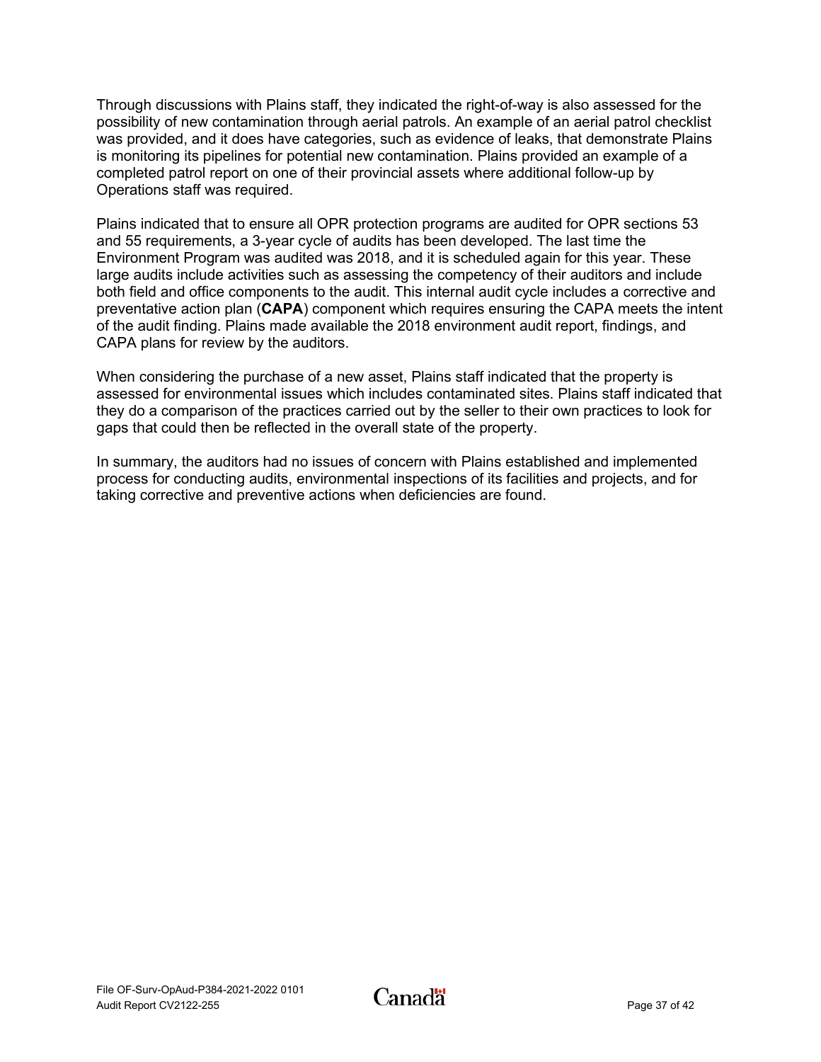Through discussions with Plains staff, they indicated the right-of-way is also assessed for the possibility of new contamination through aerial patrols. An example of an aerial patrol checklist was provided, and it does have categories, such as evidence of leaks, that demonstrate Plains is monitoring its pipelines for potential new contamination. Plains provided an example of a completed patrol report on one of their provincial assets where additional follow-up by Operations staff was required.

Plains indicated that to ensure all OPR protection programs are audited for OPR sections 53 and 55 requirements, a 3-year cycle of audits has been developed. The last time the Environment Program was audited was 2018, and it is scheduled again for this year. These large audits include activities such as assessing the competency of their auditors and include both field and office components to the audit. This internal audit cycle includes a corrective and preventative action plan (**CAPA**) component which requires ensuring the CAPA meets the intent of the audit finding. Plains made available the 2018 environment audit report, findings, and CAPA plans for review by the auditors.

When considering the purchase of a new asset, Plains staff indicated that the property is assessed for environmental issues which includes contaminated sites. Plains staff indicated that they do a comparison of the practices carried out by the seller to their own practices to look for gaps that could then be reflected in the overall state of the property.

In summary, the auditors had no issues of concern with Plains established and implemented process for conducting audits, environmental inspections of its facilities and projects, and for taking corrective and preventive actions when deficiencies are found.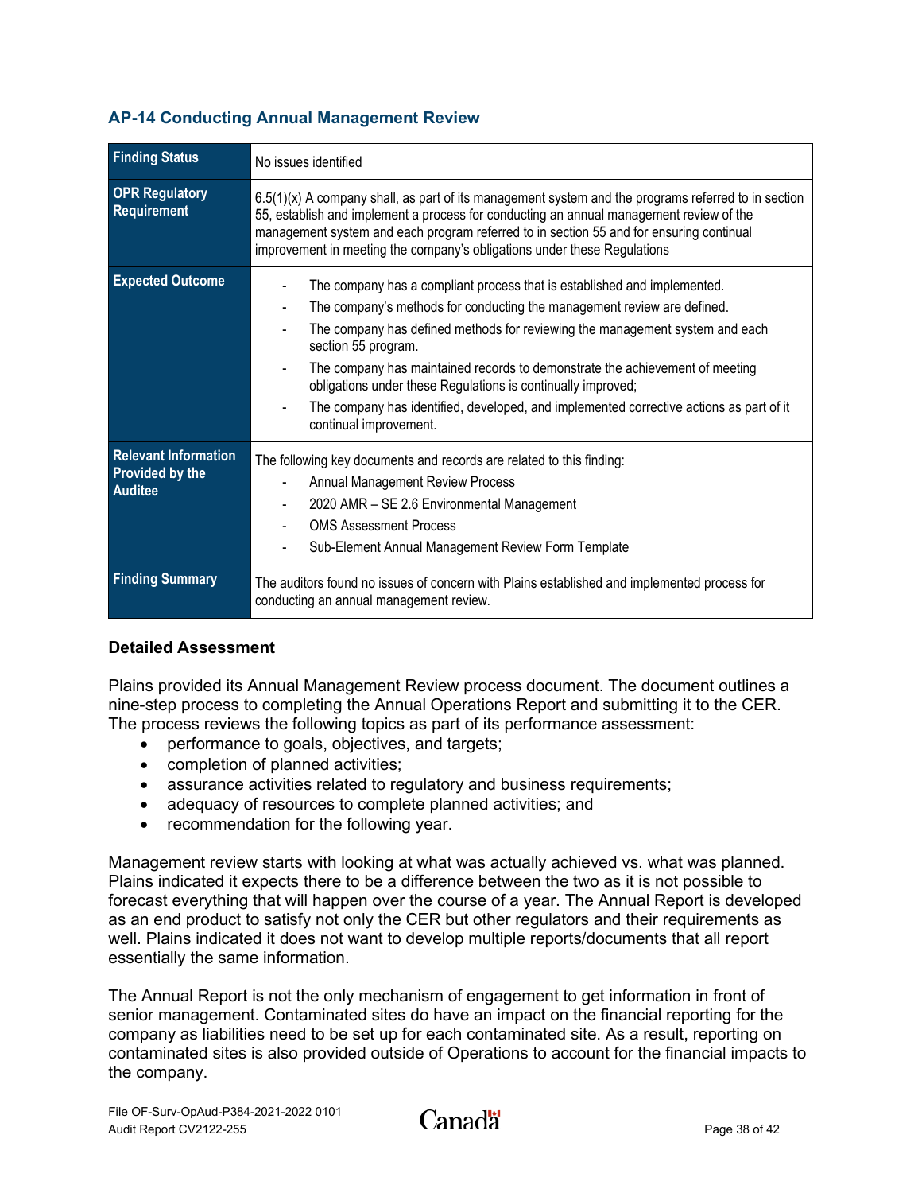### AP-14 Conducting Annual Management Review

| Finding Status | No issues identified |
|---|---|
| OPR Regulatory Requirement | 6.5(1)(x) A company shall, as part of its management system and the programs referred to in section 55, establish and implement a process for conducting an annual management review of the management system and each program referred to in section 55 and for ensuring continual improvement in meeting the company's obligations under these Regulations |
| Expected Outcome | - The company has a compliant process that is established and implemented.<br>- The company's methods for conducting the management review are defined.<br>- The company has defined methods for reviewing the management system and each section 55 program.<br>- The company has maintained records to demonstrate the achievement of meeting obligations under these Regulations is continually improved;<br>- The company has identified, developed, and implemented corrective actions as part of it continual improvement. |
| Relevant Information Provided by the Auditee | The following key documents and records are related to this finding:<br>- Annual Management Review Process<br>- 2020 AMR – SE 2.6 Environmental Management<br>- OMS Assessment Process<br>- Sub-Element Annual Management Review Form Template |
| Finding Summary | The auditors found no issues of concern with Plains established and implemented process for conducting an annual management review. |

**Detailed Assessment**

Plains provided its Annual Management Review process document. The document outlines a nine-step process to completing the Annual Operations Report and submitting it to the CER. The process reviews the following topics as part of its performance assessment:

- performance to goals, objectives, and targets;
- completion of planned activities;
- assurance activities related to regulatory and business requirements;
- adequacy of resources to complete planned activities; and
- recommendation for the following year.

Management review starts with looking at what was actually achieved vs. what was planned. Plains indicated it expects there to be a difference between the two as it is not possible to forecast everything that will happen over the course of a year. The Annual Report is developed as an end product to satisfy not only the CER but other regulators and their requirements as well. Plains indicated it does not want to develop multiple reports/documents that all report essentially the same information.

The Annual Report is not the only mechanism of engagement to get information in front of senior management. Contaminated sites do have an impact on the financial reporting for the company as liabilities need to be set up for each contaminated site. As a result, reporting on contaminated sites is also provided outside of Operations to account for the financial impacts to the company.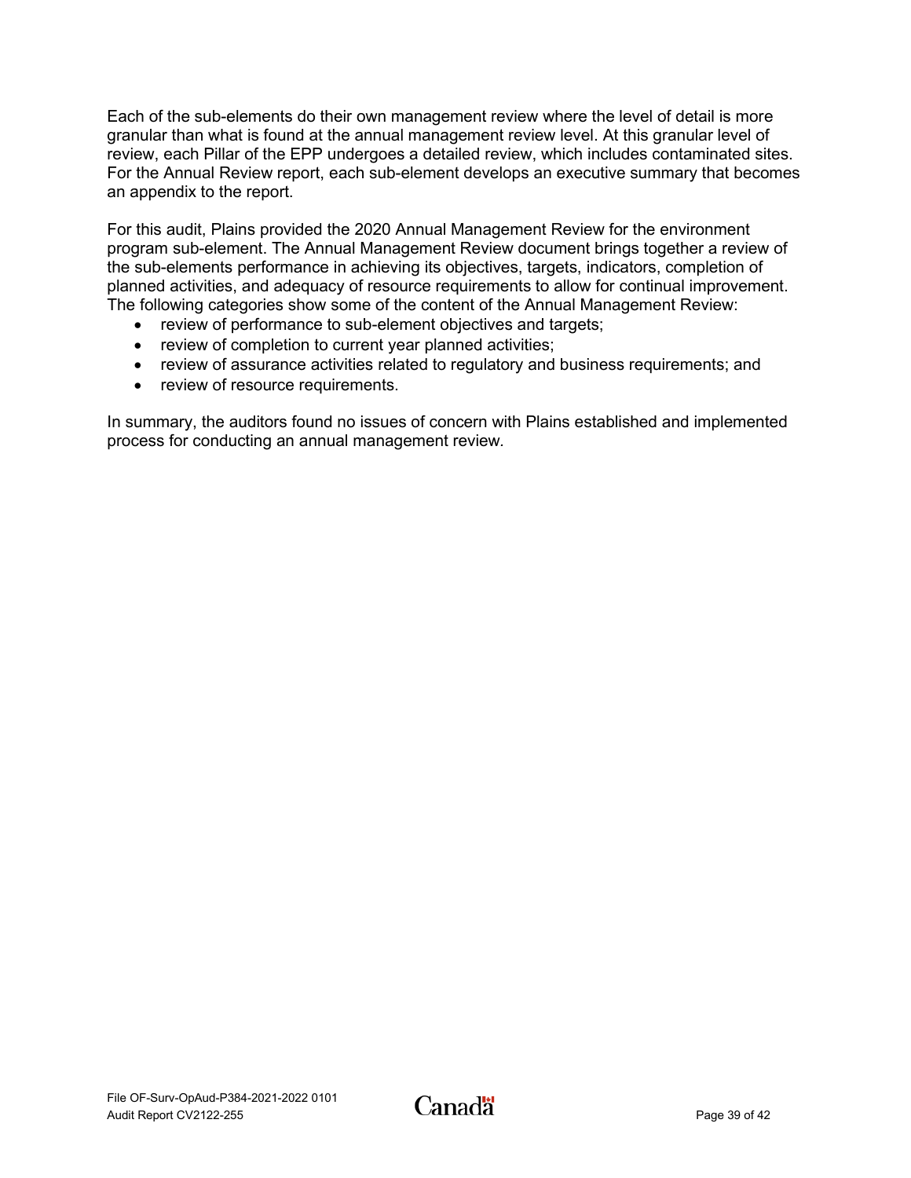Each of the sub-elements do their own management review where the level of detail is more granular than what is found at the annual management review level. At this granular level of review, each Pillar of the EPP undergoes a detailed review, which includes contaminated sites. For the Annual Review report, each sub-element develops an executive summary that becomes an appendix to the report.

For this audit, Plains provided the 2020 Annual Management Review for the environment program sub-element. The Annual Management Review document brings together a review of the sub-elements performance in achieving its objectives, targets, indicators, completion of planned activities, and adequacy of resource requirements to allow for continual improvement. The following categories show some of the content of the Annual Management Review:

- review of performance to sub-element objectives and targets;
- review of completion to current year planned activities;
- review of assurance activities related to regulatory and business requirements; and
- review of resource requirements.

In summary, the auditors found no issues of concern with Plains established and implemented process for conducting an annual management review.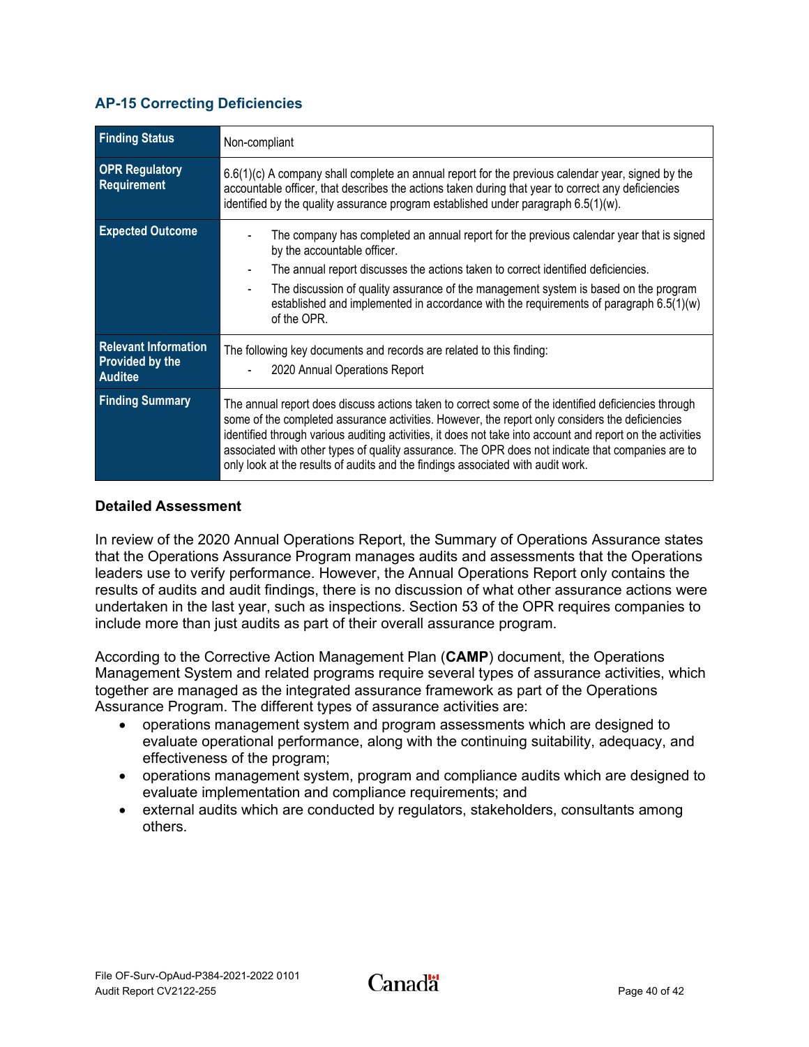### AP-15 Correcting Deficiencies

| Finding Status | Non-compliant |
|---|---|
| OPR Regulatory Requirement | 6.6(1)(c) A company shall complete an annual report for the previous calendar year, signed by the accountable officer, that describes the actions taken during that year to correct any deficiencies identified by the quality assurance program established under paragraph 6.5(1)(w). |
| Expected Outcome | - The company has completed an annual report for the previous calendar year that is signed by the accountable officer.<br>- The annual report discusses the actions taken to correct identified deficiencies.<br>- The discussion of quality assurance of the management system is based on the program established and implemented in accordance with the requirements of paragraph 6.5(1)(w) of the OPR. |
| Relevant Information Provided by the Auditee | The following key documents and records are related to this finding:<br>- 2020 Annual Operations Report |
| Finding Summary | The annual report does discuss actions taken to correct some of the identified deficiencies through some of the completed assurance activities. However, the report only considers the deficiencies identified through various auditing activities, it does not take into account and report on the activities associated with other types of quality assurance. The OPR does not indicate that companies are to only look at the results of audits and the findings associated with audit work. |

#### Detailed Assessment

In review of the 2020 Annual Operations Report, the Summary of Operations Assurance states that the Operations Assurance Program manages audits and assessments that the Operations leaders use to verify performance. However, the Annual Operations Report only contains the results of audits and audit findings, there is no discussion of what other assurance actions were undertaken in the last year, such as inspections. Section 53 of the OPR requires companies to include more than just audits as part of their overall assurance program.

According to the Corrective Action Management Plan (**CAMP**) document, the Operations Management System and related programs require several types of assurance activities, which together are managed as the integrated assurance framework as part of the Operations Assurance Program. The different types of assurance activities are:

- operations management system and program assessments which are designed to evaluate operational performance, along with the continuing suitability, adequacy, and effectiveness of the program;
- operations management system, program and compliance audits which are designed to evaluate implementation and compliance requirements; and
- external audits which are conducted by regulators, stakeholders, consultants among others.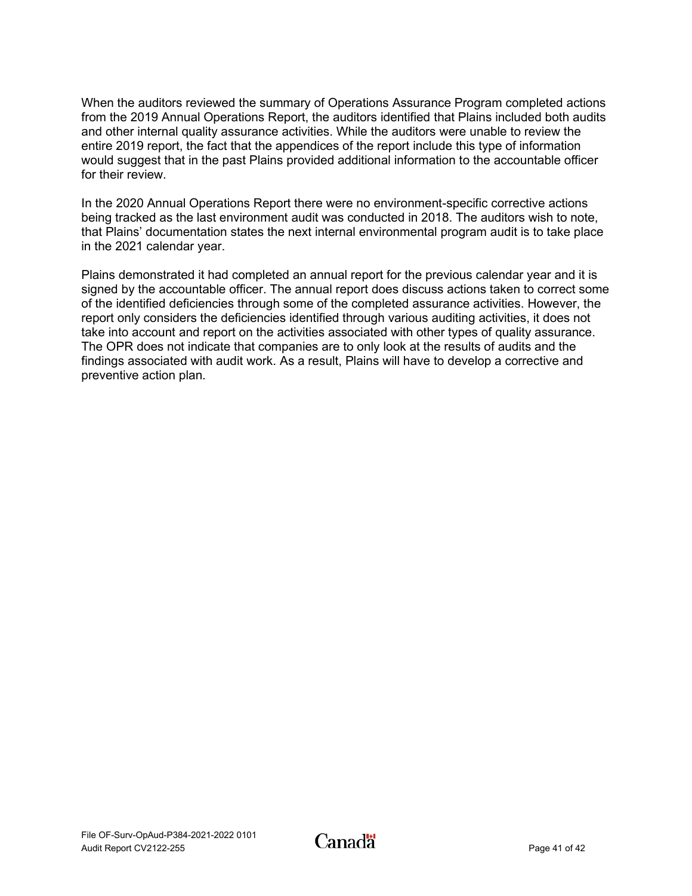When the auditors reviewed the summary of Operations Assurance Program completed actions from the 2019 Annual Operations Report, the auditors identified that Plains included both audits and other internal quality assurance activities. While the auditors were unable to review the entire 2019 report, the fact that the appendices of the report include this type of information would suggest that in the past Plains provided additional information to the accountable officer for their review.

In the 2020 Annual Operations Report there were no environment-specific corrective actions being tracked as the last environment audit was conducted in 2018. The auditors wish to note, that Plains' documentation states the next internal environmental program audit is to take place in the 2021 calendar year.

Plains demonstrated it had completed an annual report for the previous calendar year and it is signed by the accountable officer. The annual report does discuss actions taken to correct some of the identified deficiencies through some of the completed assurance activities. However, the report only considers the deficiencies identified through various auditing activities, it does not take into account and report on the activities associated with other types of quality assurance. The OPR does not indicate that companies are to only look at the results of audits and the findings associated with audit work. As a result, Plains will have to develop a corrective and preventive action plan.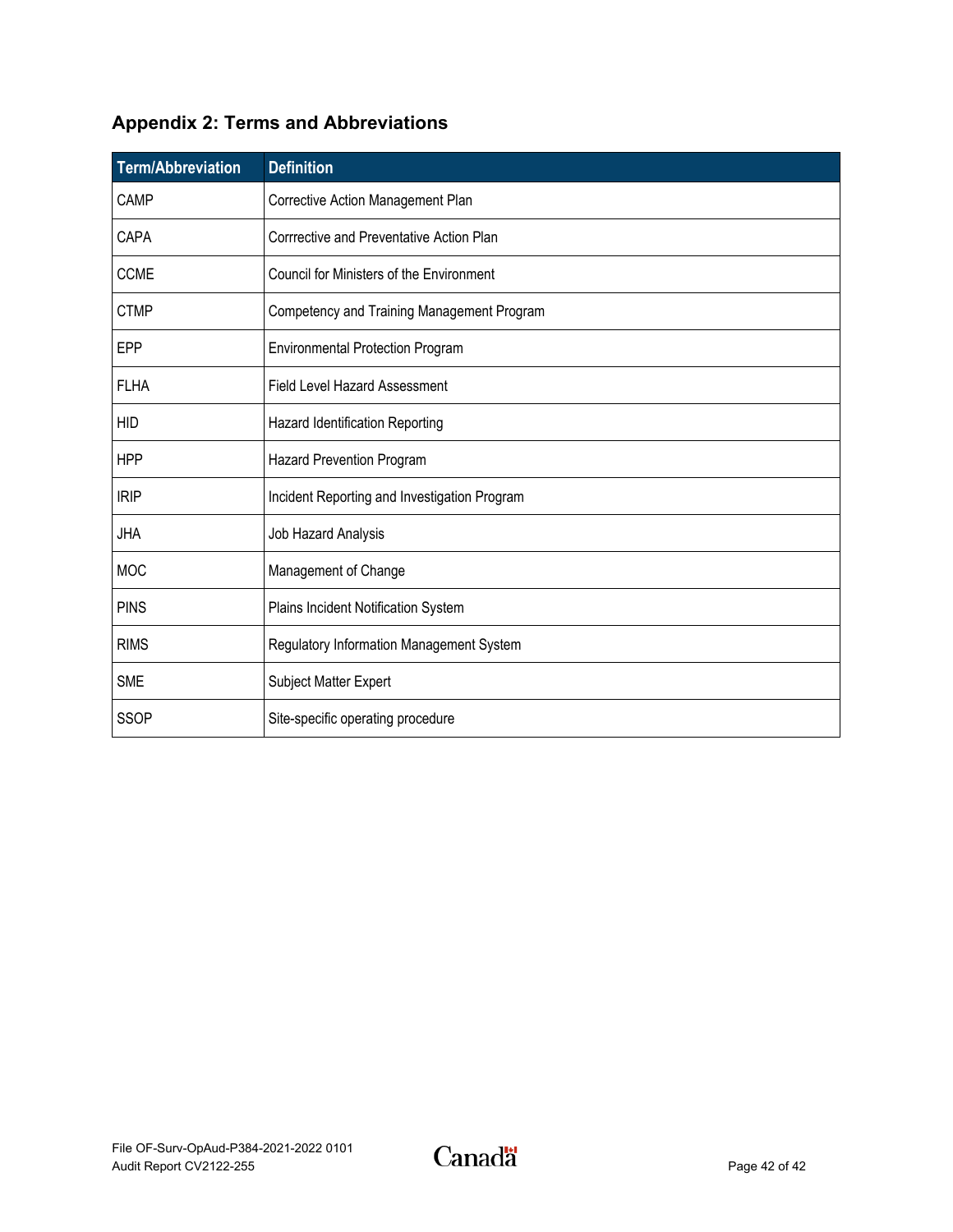## Appendix 2: Terms and Abbreviations

| Term/Abbreviation | Definition |
|---|---|
| CAMP | Corrective Action Management Plan |
| CAPA | Corrrective and Preventative Action Plan |
| CCME | Council for Ministers of the Environment |
| CTMP | Competency and Training Management Program |
| EPP | Environmental Protection Program |
| FLHA | Field Level Hazard Assessment |
| HID | Hazard Identification Reporting |
| HPP | Hazard Prevention Program |
| IRIP | Incident Reporting and Investigation Program |
| JHA | Job Hazard Analysis |
| MOC | Management of Change |
| PINS | Plains Incident Notification System |
| RIMS | Regulatory Information Management System |
| SME | Subject Matter Expert |
| SSOP | Site-specific operating procedure |